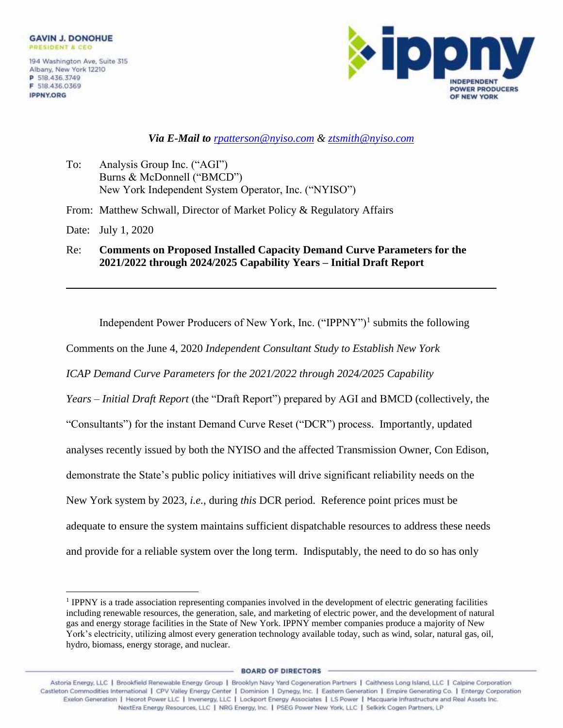**GAVIN J. DONOHUE**
PRESIDENT & CEO

194 Washington Ave, Suite 315
Albany, New York 12210
P 518.436.3749
F 518.436.0369
IPPNY.ORG

**ippny** INDEPENDENT POWER PRODUCERS OF NEW YORK

*Via E-Mail to rpatterson@nyiso.com & ztsmith@nyiso.com*

To: Analysis Group Inc. ("AGI")
Burns & McDonnell ("BMCD")
New York Independent System Operator, Inc. ("NYISO")

From: Matthew Schwall, Director of Market Policy & Regulatory Affairs

Date: July 1, 2020

Re: **Comments on Proposed Installed Capacity Demand Curve Parameters for the 2021/2022 through 2024/2025 Capability Years – Initial Draft Report**

---

Independent Power Producers of New York, Inc. ("IPPNY")[1] submits the following Comments on the June 4, 2020 *Independent Consultant Study to Establish New York ICAP Demand Curve Parameters for the 2021/2022 through 2024/2025 Capability Years – Initial Draft Report* (the "Draft Report") prepared by AGI and BMCD (collectively, the "Consultants") for the instant Demand Curve Reset ("DCR") process. Importantly, updated analyses recently issued by both the NYISO and the affected Transmission Owner, Con Edison, demonstrate the State's public policy initiatives will drive significant reliability needs on the New York system by 2023, *i.e.*, during *this* DCR period. Reference point prices must be adequate to ensure the system maintains sufficient dispatchable resources to address these needs and provide for a reliable system over the long term. Indisputably, the need to do so has only

[1] IPPNY is a trade association representing companies involved in the development of electric generating facilities including renewable resources, the generation, sale, and marketing of electric power, and the development of natural gas and energy storage facilities in the State of New York. IPPNY member companies produce a majority of New York's electricity, utilizing almost every generation technology available today, such as wind, solar, natural gas, oil, hydro, biomass, energy storage, and nuclear.

BOARD OF DIRECTORS

Astoria Energy, LLC | Brookfield Renewable Energy Group | Brooklyn Navy Yard Cogeneration Partners | Caithness Long Island, LLC | Calpine Corporation
Castleton Commodities International | CPV Valley Energy Center | Dominion | Dynegy, Inc. | Eastern Generation | Empire Generating Co. | Entergy Corporation
Exelon Generation | Heorot Power LLC | Invenergy, LLC | Lockport Energy Associates | LS Power | Macquarie Infrastructure and Real Assets Inc.
NextEra Energy Resources, LLC | NRG Energy, Inc. | PSEG Power New York, LLC | Selkirk Cogen Partners, LP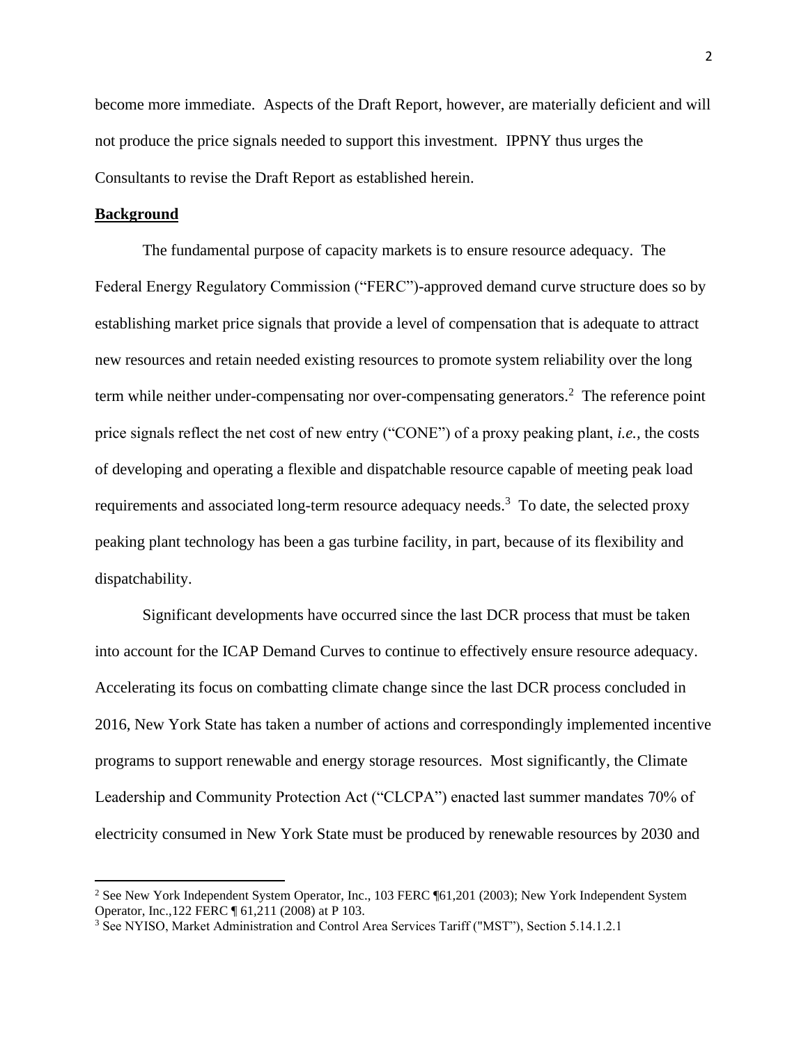become more immediate. Aspects of the Draft Report, however, are materially deficient and will not produce the price signals needed to support this investment. IPPNY thus urges the Consultants to revise the Draft Report as established herein.

## **Background**

The fundamental purpose of capacity markets is to ensure resource adequacy. The Federal Energy Regulatory Commission ("FERC")-approved demand curve structure does so by establishing market price signals that provide a level of compensation that is adequate to attract new resources and retain needed existing resources to promote system reliability over the long term while neither under-compensating nor over-compensating generators.[2] The reference point price signals reflect the net cost of new entry ("CONE") of a proxy peaking plant, *i.e.*, the costs of developing and operating a flexible and dispatchable resource capable of meeting peak load requirements and associated long-term resource adequacy needs.[3] To date, the selected proxy peaking plant technology has been a gas turbine facility, in part, because of its flexibility and dispatchability.

Significant developments have occurred since the last DCR process that must be taken into account for the ICAP Demand Curves to continue to effectively ensure resource adequacy. Accelerating its focus on combatting climate change since the last DCR process concluded in 2016, New York State has taken a number of actions and correspondingly implemented incentive programs to support renewable and energy storage resources. Most significantly, the Climate Leadership and Community Protection Act ("CLCPA") enacted last summer mandates 70% of electricity consumed in New York State must be produced by renewable resources by 2030 and

---

[2] See New York Independent System Operator, Inc., 103 FERC ¶61,201 (2003); New York Independent System Operator, Inc.,122 FERC ¶ 61,211 (2008) at P 103.

[3] See NYISO, Market Administration and Control Area Services Tariff ("MST"), Section 5.14.1.2.1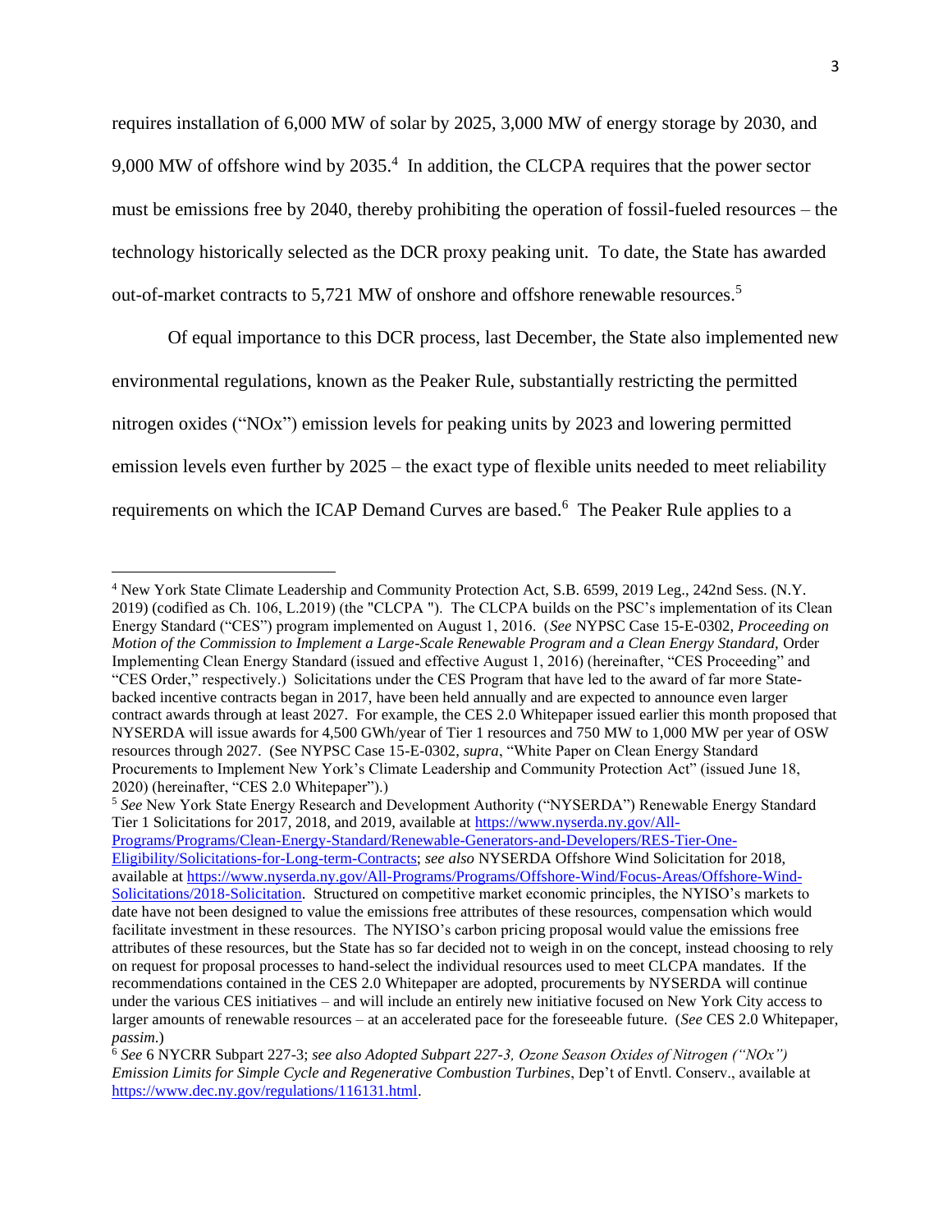requires installation of 6,000 MW of solar by 2025, 3,000 MW of energy storage by 2030, and 9,000 MW of offshore wind by 2035.[4] In addition, the CLCPA requires that the power sector must be emissions free by 2040, thereby prohibiting the operation of fossil-fueled resources – the technology historically selected as the DCR proxy peaking unit. To date, the State has awarded out-of-market contracts to 5,721 MW of onshore and offshore renewable resources.[5]

Of equal importance to this DCR process, last December, the State also implemented new environmental regulations, known as the Peaker Rule, substantially restricting the permitted nitrogen oxides ("NOx") emission levels for peaking units by 2023 and lowering permitted emission levels even further by 2025 – the exact type of flexible units needed to meet reliability requirements on which the ICAP Demand Curves are based.[6] The Peaker Rule applies to a

---

[4] New York State Climate Leadership and Community Protection Act, S.B. 6599, 2019 Leg., 242nd Sess. (N.Y. 2019) (codified as Ch. 106, L.2019) (the "CLCPA "). The CLCPA builds on the PSC's implementation of its Clean Energy Standard ("CES") program implemented on August 1, 2016. (*See* NYPSC Case 15-E-0302, *Proceeding on Motion of the Commission to Implement a Large-Scale Renewable Program and a Clean Energy Standard,* Order Implementing Clean Energy Standard (issued and effective August 1, 2016) (hereinafter, "CES Proceeding" and "CES Order," respectively.) Solicitations under the CES Program that have led to the award of far more State-backed incentive contracts began in 2017, have been held annually and are expected to announce even larger contract awards through at least 2027. For example, the CES 2.0 Whitepaper issued earlier this month proposed that NYSERDA will issue awards for 4,500 GWh/year of Tier 1 resources and 750 MW to 1,000 MW per year of OSW resources through 2027. (See NYPSC Case 15-E-0302, *supra*, "White Paper on Clean Energy Standard Procurements to Implement New York's Climate Leadership and Community Protection Act" (issued June 18, 2020) (hereinafter, "CES 2.0 Whitepaper").)

[5] *See* New York State Energy Research and Development Authority ("NYSERDA") Renewable Energy Standard Tier 1 Solicitations for 2017, 2018, and 2019, available at https://www.nyserda.ny.gov/All-Programs/Programs/Clean-Energy-Standard/Renewable-Generators-and-Developers/RES-Tier-One-Eligibility/Solicitations-for-Long-term-Contracts; *see also* NYSERDA Offshore Wind Solicitation for 2018, available at https://www.nyserda.ny.gov/All-Programs/Programs/Offshore-Wind/Focus-Areas/Offshore-Wind-Solicitations/2018-Solicitation. Structured on competitive market economic principles, the NYISO's markets to date have not been designed to value the emissions free attributes of these resources, compensation which would facilitate investment in these resources. The NYISO's carbon pricing proposal would value the emissions free attributes of these resources, but the State has so far decided not to weigh in on the concept, instead choosing to rely on request for proposal processes to hand-select the individual resources used to meet CLCPA mandates. If the recommendations contained in the CES 2.0 Whitepaper are adopted, procurements by NYSERDA will continue under the various CES initiatives – and will include an entirely new initiative focused on New York City access to larger amounts of renewable resources – at an accelerated pace for the foreseeable future. (*See* CES 2.0 Whitepaper, *passim*.)

[6] *See* 6 NYCRR Subpart 227-3; *see also Adopted Subpart 227-3, Ozone Season Oxides of Nitrogen ("NOx") Emission Limits for Simple Cycle and Regenerative Combustion Turbines*, Dep't of Envtl. Conserv., available at https://www.dec.ny.gov/regulations/116131.html.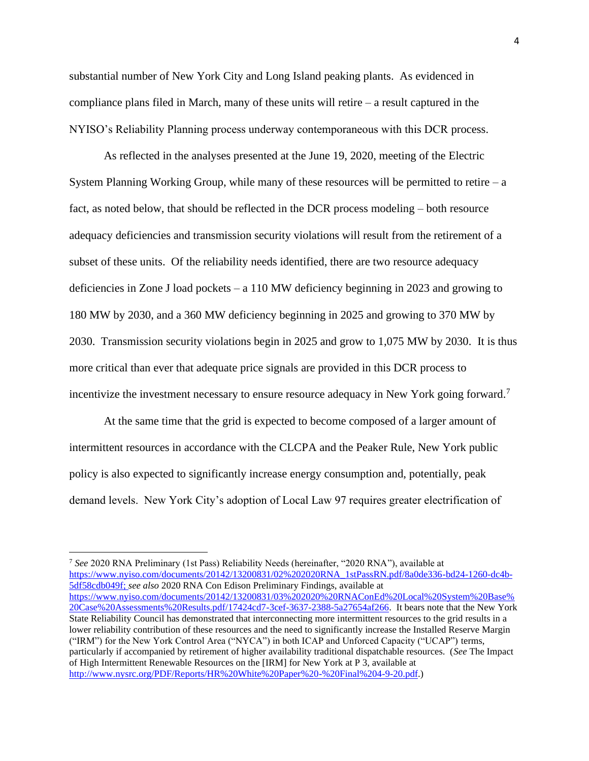substantial number of New York City and Long Island peaking plants. As evidenced in compliance plans filed in March, many of these units will retire – a result captured in the NYISO's Reliability Planning process underway contemporaneous with this DCR process.

As reflected in the analyses presented at the June 19, 2020, meeting of the Electric System Planning Working Group, while many of these resources will be permitted to retire – a fact, as noted below, that should be reflected in the DCR process modeling – both resource adequacy deficiencies and transmission security violations will result from the retirement of a subset of these units. Of the reliability needs identified, there are two resource adequacy deficiencies in Zone J load pockets – a 110 MW deficiency beginning in 2023 and growing to 180 MW by 2030, and a 360 MW deficiency beginning in 2025 and growing to 370 MW by 2030. Transmission security violations begin in 2025 and grow to 1,075 MW by 2030. It is thus more critical than ever that adequate price signals are provided in this DCR process to incentivize the investment necessary to ensure resource adequacy in New York going forward.[7]

At the same time that the grid is expected to become composed of a larger amount of intermittent resources in accordance with the CLCPA and the Peaker Rule, New York public policy is also expected to significantly increase energy consumption and, potentially, peak demand levels. New York City's adoption of Local Law 97 requires greater electrification of

---

[7] *See* 2020 RNA Preliminary (1st Pass) Reliability Needs (hereinafter, "2020 RNA"), available at https://www.nyiso.com/documents/20142/13200831/02%202020RNA_1stPassRN.pdf/8a0de336-bd24-1260-dc4b-5df58cdb049f; *see also* 2020 RNA Con Edison Preliminary Findings, available at https://www.nyiso.com/documents/20142/13200831/03%202020%20RNAConEd%20Local%20System%20Base%20Case%20Assessments%20Results.pdf/17424cd7-3cef-3637-2388-5a27654af266. It bears note that the New York State Reliability Council has demonstrated that interconnecting more intermittent resources to the grid results in a lower reliability contribution of these resources and the need to significantly increase the Installed Reserve Margin ("IRM") for the New York Control Area ("NYCA") in both ICAP and Unforced Capacity ("UCAP") terms, particularly if accompanied by retirement of higher availability traditional dispatchable resources. (*See* The Impact of High Intermittent Renewable Resources on the [IRM] for New York at P 3, available at http://www.nysrc.org/PDF/Reports/HR%20White%20Paper%20-%20Final%204-9-20.pdf.)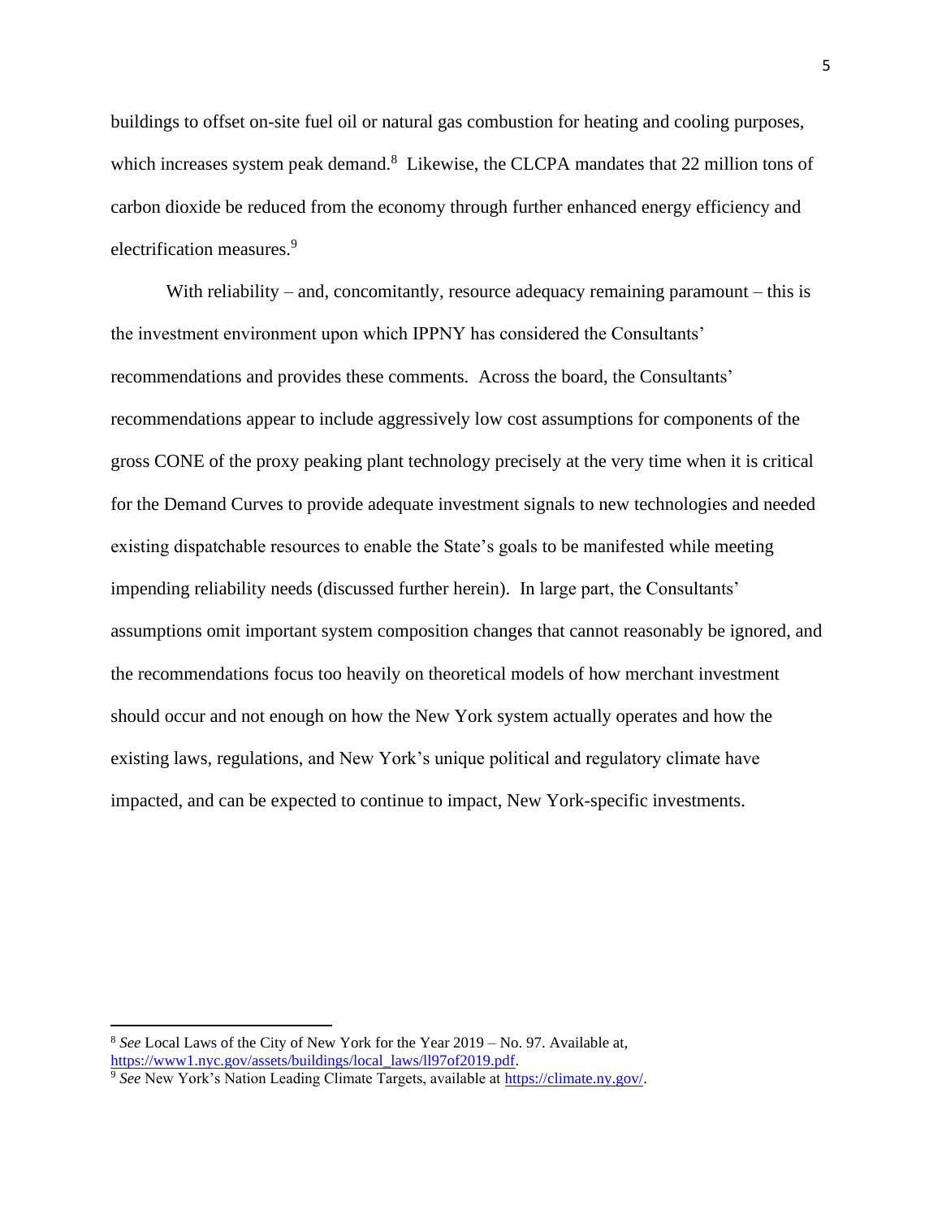buildings to offset on-site fuel oil or natural gas combustion for heating and cooling purposes, which increases system peak demand.[8] Likewise, the CLCPA mandates that 22 million tons of carbon dioxide be reduced from the economy through further enhanced energy efficiency and electrification measures.[9]

With reliability – and, concomitantly, resource adequacy remaining paramount – this is the investment environment upon which IPPNY has considered the Consultants' recommendations and provides these comments. Across the board, the Consultants' recommendations appear to include aggressively low cost assumptions for components of the gross CONE of the proxy peaking plant technology precisely at the very time when it is critical for the Demand Curves to provide adequate investment signals to new technologies and needed existing dispatchable resources to enable the State's goals to be manifested while meeting impending reliability needs (discussed further herein). In large part, the Consultants' assumptions omit important system composition changes that cannot reasonably be ignored, and the recommendations focus too heavily on theoretical models of how merchant investment should occur and not enough on how the New York system actually operates and how the existing laws, regulations, and New York's unique political and regulatory climate have impacted, and can be expected to continue to impact, New York-specific investments.

---

[8] *See* Local Laws of the City of New York for the Year 2019 – No. 97. Available at, https://www1.nyc.gov/assets/buildings/local_laws/ll97of2019.pdf.

[9] *See* New York's Nation Leading Climate Targets, available at https://climate.ny.gov/.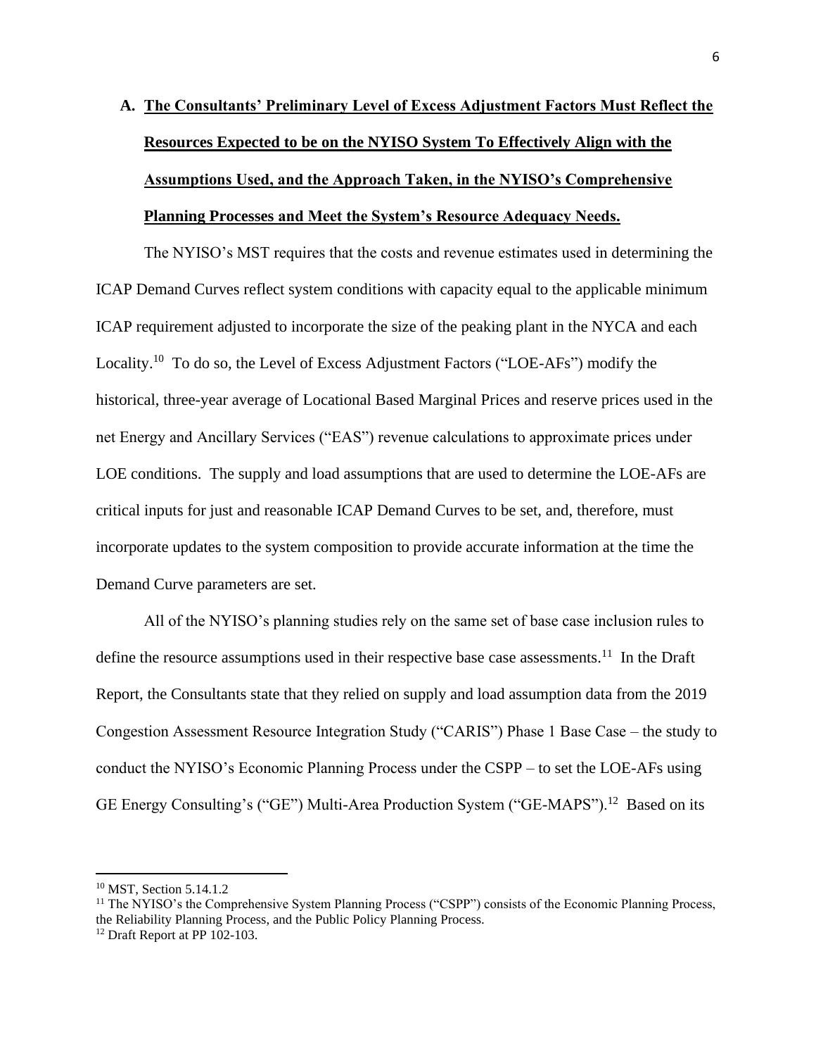### A. **The Consultants' Preliminary Level of Excess Adjustment Factors Must Reflect the Resources Expected to be on the NYISO System To Effectively Align with the Assumptions Used, and the Approach Taken, in the NYISO's Comprehensive Planning Processes and Meet the System's Resource Adequacy Needs.**

The NYISO's MST requires that the costs and revenue estimates used in determining the ICAP Demand Curves reflect system conditions with capacity equal to the applicable minimum ICAP requirement adjusted to incorporate the size of the peaking plant in the NYCA and each Locality.[10] To do so, the Level of Excess Adjustment Factors ("LOE-AFs") modify the historical, three-year average of Locational Based Marginal Prices and reserve prices used in the net Energy and Ancillary Services ("EAS") revenue calculations to approximate prices under LOE conditions. The supply and load assumptions that are used to determine the LOE-AFs are critical inputs for just and reasonable ICAP Demand Curves to be set, and, therefore, must incorporate updates to the system composition to provide accurate information at the time the Demand Curve parameters are set.

All of the NYISO's planning studies rely on the same set of base case inclusion rules to define the resource assumptions used in their respective base case assessments.[11] In the Draft Report, the Consultants state that they relied on supply and load assumption data from the 2019 Congestion Assessment Resource Integration Study ("CARIS") Phase 1 Base Case – the study to conduct the NYISO's Economic Planning Process under the CSPP – to set the LOE-AFs using GE Energy Consulting's ("GE") Multi-Area Production System ("GE-MAPS").[12] Based on its

---

[10] MST, Section 5.14.1.2

[11] The NYISO's the Comprehensive System Planning Process ("CSPP") consists of the Economic Planning Process, the Reliability Planning Process, and the Public Policy Planning Process.

[12] Draft Report at PP 102-103.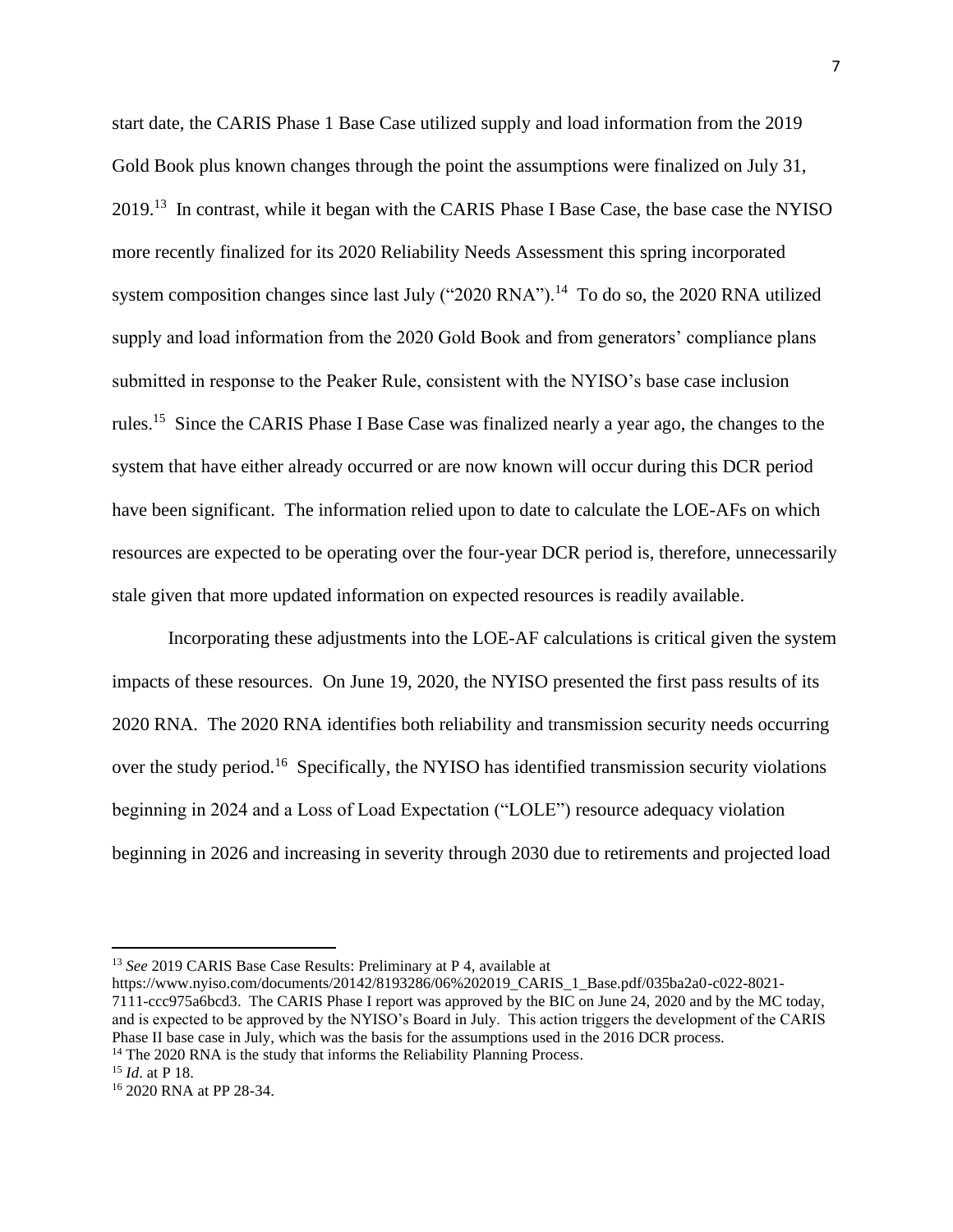start date, the CARIS Phase 1 Base Case utilized supply and load information from the 2019 Gold Book plus known changes through the point the assumptions were finalized on July 31, 2019.[13] In contrast, while it began with the CARIS Phase I Base Case, the base case the NYISO more recently finalized for its 2020 Reliability Needs Assessment this spring incorporated system composition changes since last July ("2020 RNA").[14] To do so, the 2020 RNA utilized supply and load information from the 2020 Gold Book and from generators' compliance plans submitted in response to the Peaker Rule, consistent with the NYISO's base case inclusion rules.[15] Since the CARIS Phase I Base Case was finalized nearly a year ago, the changes to the system that have either already occurred or are now known will occur during this DCR period have been significant. The information relied upon to date to calculate the LOE-AFs on which resources are expected to be operating over the four-year DCR period is, therefore, unnecessarily stale given that more updated information on expected resources is readily available.

Incorporating these adjustments into the LOE-AF calculations is critical given the system impacts of these resources. On June 19, 2020, the NYISO presented the first pass results of its 2020 RNA. The 2020 RNA identifies both reliability and transmission security needs occurring over the study period.[16] Specifically, the NYISO has identified transmission security violations beginning in 2024 and a Loss of Load Expectation ("LOLE") resource adequacy violation beginning in 2026 and increasing in severity through 2030 due to retirements and projected load

---

[13] *See* 2019 CARIS Base Case Results: Preliminary at P 4, available at https://www.nyiso.com/documents/20142/8193286/06%202019_CARIS_1_Base.pdf/035ba2a0-c022-8021-7111-ccc975a6bcd3. The CARIS Phase I report was approved by the BIC on June 24, 2020 and by the MC today, and is expected to be approved by the NYISO's Board in July. This action triggers the development of the CARIS Phase II base case in July, which was the basis for the assumptions used in the 2016 DCR process.

[14] The 2020 RNA is the study that informs the Reliability Planning Process.

[15] *Id*. at P 18.

[16] 2020 RNA at PP 28-34.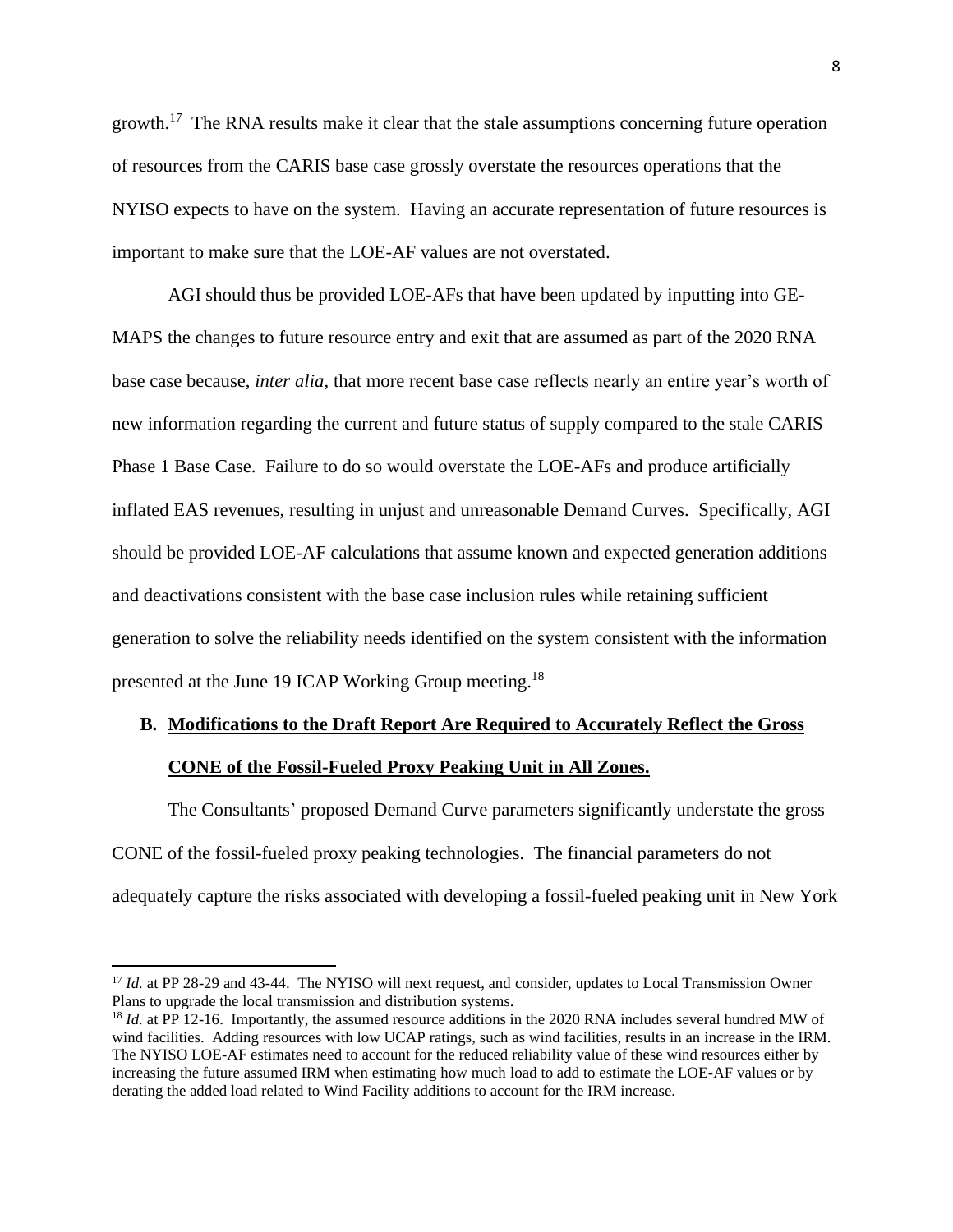growth.[17] The RNA results make it clear that the stale assumptions concerning future operation of resources from the CARIS base case grossly overstate the resources operations that the NYISO expects to have on the system. Having an accurate representation of future resources is important to make sure that the LOE-AF values are not overstated.

AGI should thus be provided LOE-AFs that have been updated by inputting into GE-MAPS the changes to future resource entry and exit that are assumed as part of the 2020 RNA base case because, *inter alia,* that more recent base case reflects nearly an entire year's worth of new information regarding the current and future status of supply compared to the stale CARIS Phase 1 Base Case. Failure to do so would overstate the LOE-AFs and produce artificially inflated EAS revenues, resulting in unjust and unreasonable Demand Curves. Specifically, AGI should be provided LOE-AF calculations that assume known and expected generation additions and deactivations consistent with the base case inclusion rules while retaining sufficient generation to solve the reliability needs identified on the system consistent with the information presented at the June 19 ICAP Working Group meeting.[18]

### B. <u>Modifications to the Draft Report Are Required to Accurately Reflect the Gross CONE of the Fossil-Fueled Proxy Peaking Unit in All Zones.</u>

The Consultants' proposed Demand Curve parameters significantly understate the gross CONE of the fossil-fueled proxy peaking technologies. The financial parameters do not adequately capture the risks associated with developing a fossil-fueled peaking unit in New York

---

[17] *Id.* at PP 28-29 and 43-44. The NYISO will next request, and consider, updates to Local Transmission Owner Plans to upgrade the local transmission and distribution systems.

[18] *Id.* at PP 12-16. Importantly, the assumed resource additions in the 2020 RNA includes several hundred MW of wind facilities. Adding resources with low UCAP ratings, such as wind facilities, results in an increase in the IRM. The NYISO LOE-AF estimates need to account for the reduced reliability value of these wind resources either by increasing the future assumed IRM when estimating how much load to add to estimate the LOE-AF values or by derating the added load related to Wind Facility additions to account for the IRM increase.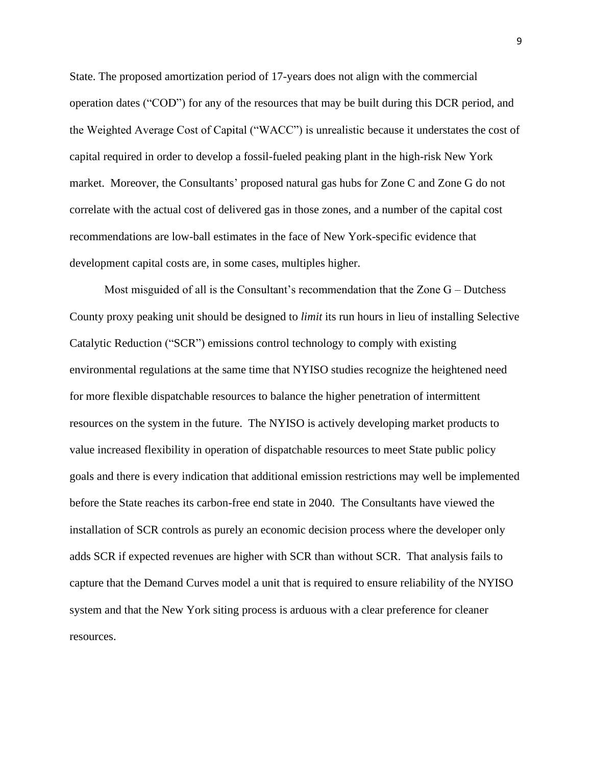State. The proposed amortization period of 17-years does not align with the commercial operation dates ("COD") for any of the resources that may be built during this DCR period, and the Weighted Average Cost of Capital ("WACC") is unrealistic because it understates the cost of capital required in order to develop a fossil-fueled peaking plant in the high-risk New York market. Moreover, the Consultants' proposed natural gas hubs for Zone C and Zone G do not correlate with the actual cost of delivered gas in those zones, and a number of the capital cost recommendations are low-ball estimates in the face of New York-specific evidence that development capital costs are, in some cases, multiples higher.

Most misguided of all is the Consultant's recommendation that the Zone G – Dutchess County proxy peaking unit should be designed to *limit* its run hours in lieu of installing Selective Catalytic Reduction ("SCR") emissions control technology to comply with existing environmental regulations at the same time that NYISO studies recognize the heightened need for more flexible dispatchable resources to balance the higher penetration of intermittent resources on the system in the future. The NYISO is actively developing market products to value increased flexibility in operation of dispatchable resources to meet State public policy goals and there is every indication that additional emission restrictions may well be implemented before the State reaches its carbon-free end state in 2040. The Consultants have viewed the installation of SCR controls as purely an economic decision process where the developer only adds SCR if expected revenues are higher with SCR than without SCR. That analysis fails to capture that the Demand Curves model a unit that is required to ensure reliability of the NYISO system and that the New York siting process is arduous with a clear preference for cleaner resources.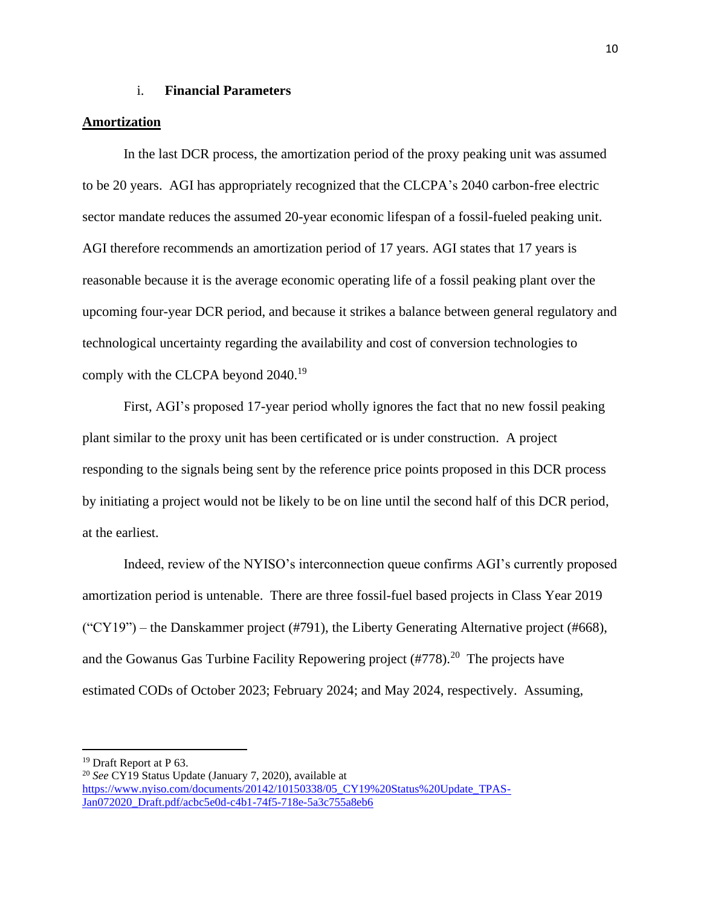### i. **Financial Parameters**

**Amortization**

In the last DCR process, the amortization period of the proxy peaking unit was assumed to be 20 years. AGI has appropriately recognized that the CLCPA's 2040 carbon-free electric sector mandate reduces the assumed 20-year economic lifespan of a fossil-fueled peaking unit. AGI therefore recommends an amortization period of 17 years. AGI states that 17 years is reasonable because it is the average economic operating life of a fossil peaking plant over the upcoming four-year DCR period, and because it strikes a balance between general regulatory and technological uncertainty regarding the availability and cost of conversion technologies to comply with the CLCPA beyond 2040.[19]

First, AGI's proposed 17-year period wholly ignores the fact that no new fossil peaking plant similar to the proxy unit has been certificated or is under construction. A project responding to the signals being sent by the reference price points proposed in this DCR process by initiating a project would not be likely to be on line until the second half of this DCR period, at the earliest.

Indeed, review of the NYISO's interconnection queue confirms AGI's currently proposed amortization period is untenable. There are three fossil-fuel based projects in Class Year 2019 ("CY19") – the Danskammer project (#791), the Liberty Generating Alternative project (#668), and the Gowanus Gas Turbine Facility Repowering project (#778).[20] The projects have estimated CODs of October 2023; February 2024; and May 2024, respectively. Assuming,

---

[19] Draft Report at P 63.

[20] *See* CY19 Status Update (January 7, 2020), available at https://www.nyiso.com/documents/20142/10150338/05_CY19%20Status%20Update_TPAS-Jan072020_Draft.pdf/acbc5e0d-c4b1-74f5-718e-5a3c755a8eb6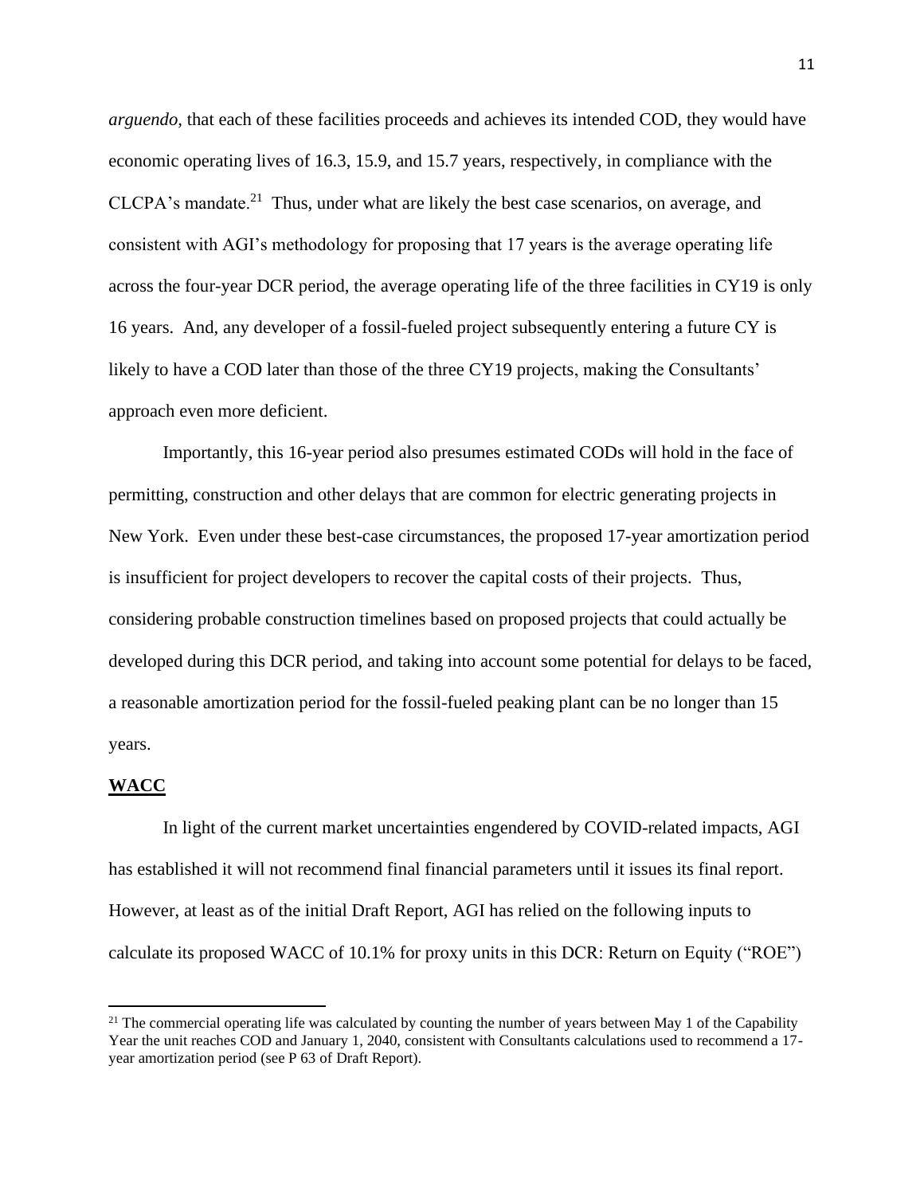*arguendo*, that each of these facilities proceeds and achieves its intended COD, they would have economic operating lives of 16.3, 15.9, and 15.7 years, respectively, in compliance with the CLCPA's mandate.[21] Thus, under what are likely the best case scenarios, on average, and consistent with AGI's methodology for proposing that 17 years is the average operating life across the four-year DCR period, the average operating life of the three facilities in CY19 is only 16 years. And, any developer of a fossil-fueled project subsequently entering a future CY is likely to have a COD later than those of the three CY19 projects, making the Consultants' approach even more deficient.

Importantly, this 16-year period also presumes estimated CODs will hold in the face of permitting, construction and other delays that are common for electric generating projects in New York. Even under these best-case circumstances, the proposed 17-year amortization period is insufficient for project developers to recover the capital costs of their projects. Thus, considering probable construction timelines based on proposed projects that could actually be developed during this DCR period, and taking into account some potential for delays to be faced, a reasonable amortization period for the fossil-fueled peaking plant can be no longer than 15 years.

**WACC**

In light of the current market uncertainties engendered by COVID-related impacts, AGI has established it will not recommend final financial parameters until it issues its final report. However, at least as of the initial Draft Report, AGI has relied on the following inputs to calculate its proposed WACC of 10.1% for proxy units in this DCR: Return on Equity ("ROE")

[21] The commercial operating life was calculated by counting the number of years between May 1 of the Capability Year the unit reaches COD and January 1, 2040, consistent with Consultants calculations used to recommend a 17-year amortization period (see P 63 of Draft Report).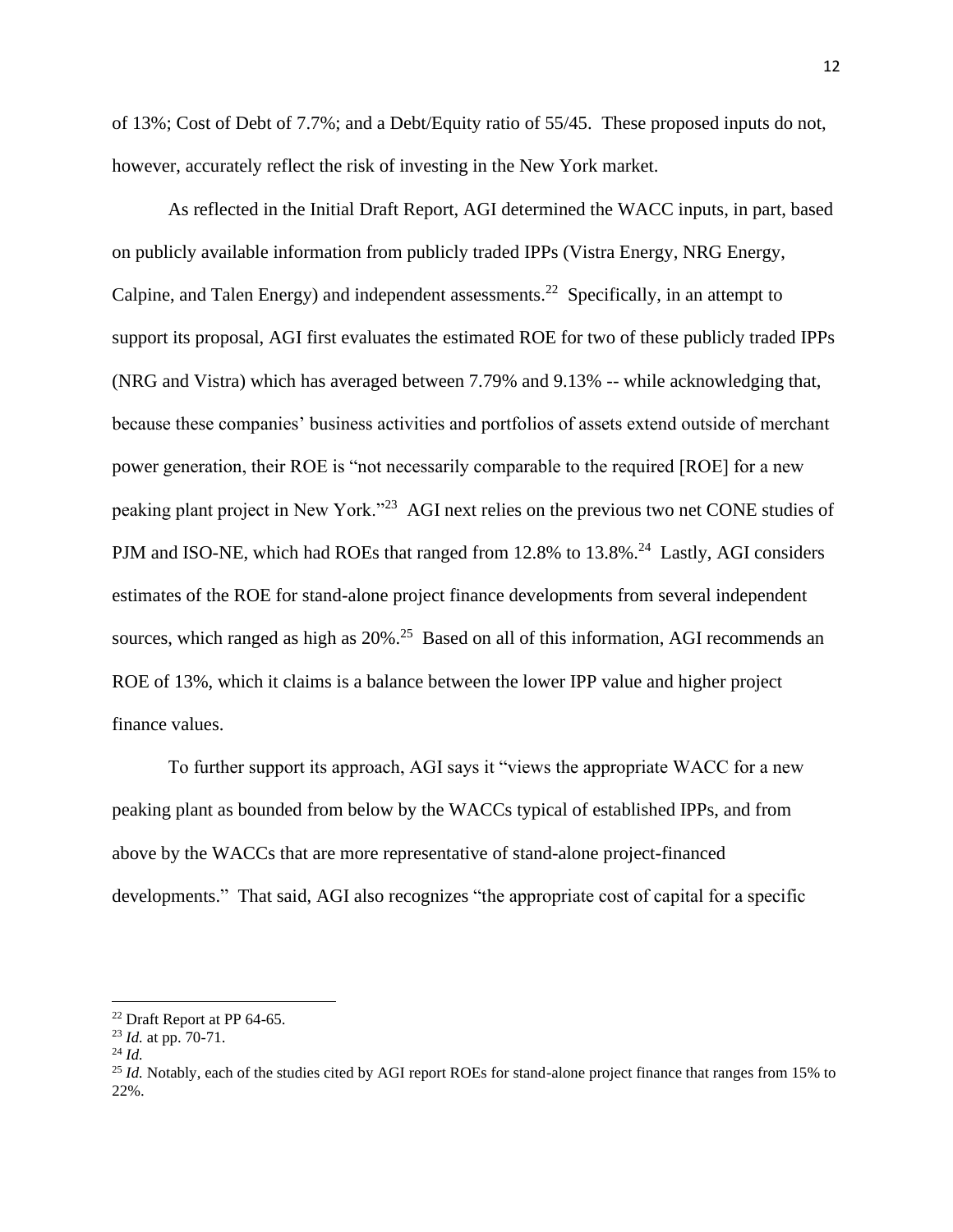of 13%; Cost of Debt of 7.7%; and a Debt/Equity ratio of 55/45. These proposed inputs do not, however, accurately reflect the risk of investing in the New York market.

As reflected in the Initial Draft Report, AGI determined the WACC inputs, in part, based on publicly available information from publicly traded IPPs (Vistra Energy, NRG Energy, Calpine, and Talen Energy) and independent assessments.[22] Specifically, in an attempt to support its proposal, AGI first evaluates the estimated ROE for two of these publicly traded IPPs (NRG and Vistra) which has averaged between 7.79% and 9.13% -- while acknowledging that, because these companies' business activities and portfolios of assets extend outside of merchant power generation, their ROE is "not necessarily comparable to the required [ROE] for a new peaking plant project in New York."[23] AGI next relies on the previous two net CONE studies of PJM and ISO-NE, which had ROEs that ranged from 12.8% to 13.8%.[24] Lastly, AGI considers estimates of the ROE for stand-alone project finance developments from several independent sources, which ranged as high as 20%.[25] Based on all of this information, AGI recommends an ROE of 13%, which it claims is a balance between the lower IPP value and higher project finance values.

To further support its approach, AGI says it "views the appropriate WACC for a new peaking plant as bounded from below by the WACCs typical of established IPPs, and from above by the WACCs that are more representative of stand-alone project-financed developments." That said, AGI also recognizes "the appropriate cost of capital for a specific

---

[22] Draft Report at PP 64-65.

[23] *Id.* at pp. 70-71.

[24] *Id.*

[25] *Id.* Notably, each of the studies cited by AGI report ROEs for stand-alone project finance that ranges from 15% to 22%.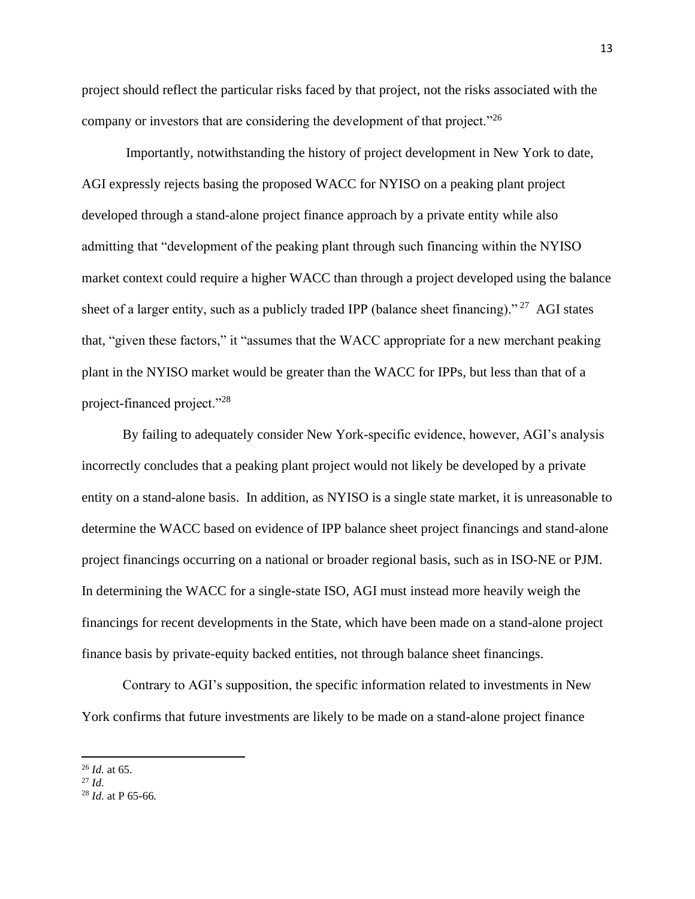project should reflect the particular risks faced by that project, not the risks associated with the company or investors that are considering the development of that project."[26]

Importantly, notwithstanding the history of project development in New York to date, AGI expressly rejects basing the proposed WACC for NYISO on a peaking plant project developed through a stand-alone project finance approach by a private entity while also admitting that "development of the peaking plant through such financing within the NYISO market context could require a higher WACC than through a project developed using the balance sheet of a larger entity, such as a publicly traded IPP (balance sheet financing)." [27] AGI states that, "given these factors," it "assumes that the WACC appropriate for a new merchant peaking plant in the NYISO market would be greater than the WACC for IPPs, but less than that of a project-financed project."[28]

By failing to adequately consider New York-specific evidence, however, AGI's analysis incorrectly concludes that a peaking plant project would not likely be developed by a private entity on a stand-alone basis. In addition, as NYISO is a single state market, it is unreasonable to determine the WACC based on evidence of IPP balance sheet project financings and stand-alone project financings occurring on a national or broader regional basis, such as in ISO-NE or PJM. In determining the WACC for a single-state ISO, AGI must instead more heavily weigh the financings for recent developments in the State, which have been made on a stand-alone project finance basis by private-equity backed entities, not through balance sheet financings.

Contrary to AGI's supposition, the specific information related to investments in New York confirms that future investments are likely to be made on a stand-alone project finance

---

[26] *Id.* at 65.

[27] *Id.*

[28] *Id.* at P 65-66.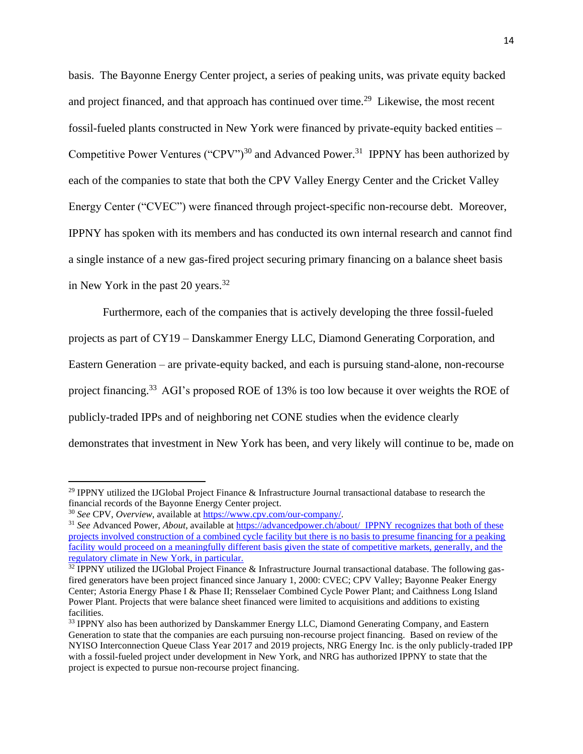basis. The Bayonne Energy Center project, a series of peaking units, was private equity backed and project financed, and that approach has continued over time.[29] Likewise, the most recent fossil-fueled plants constructed in New York were financed by private-equity backed entities – Competitive Power Ventures ("CPV")[30] and Advanced Power.[31] IPPNY has been authorized by each of the companies to state that both the CPV Valley Energy Center and the Cricket Valley Energy Center ("CVEC") were financed through project-specific non-recourse debt. Moreover, IPPNY has spoken with its members and has conducted its own internal research and cannot find a single instance of a new gas-fired project securing primary financing on a balance sheet basis in New York in the past 20 years.[32]

Furthermore, each of the companies that is actively developing the three fossil-fueled projects as part of CY19 – Danskammer Energy LLC, Diamond Generating Corporation, and Eastern Generation – are private-equity backed, and each is pursuing stand-alone, non-recourse project financing.[33] AGI's proposed ROE of 13% is too low because it over weights the ROE of publicly-traded IPPs and of neighboring net CONE studies when the evidence clearly demonstrates that investment in New York has been, and very likely will continue to be, made on

---

[29] IPPNY utilized the IJGlobal Project Finance & Infrastructure Journal transactional database to research the financial records of the Bayonne Energy Center project.

[30] *See* CPV, *Overview*, available at https://www.cpv.com/our-company/.

[31] *See* Advanced Power, *About*, available at https://advancedpower.ch/about/ IPPNY recognizes that both of these projects involved construction of a combined cycle facility but there is no basis to presume financing for a peaking facility would proceed on a meaningfully different basis given the state of competitive markets, generally, and the regulatory climate in New York, in particular.

[32] IPPNY utilized the IJGlobal Project Finance & Infrastructure Journal transactional database. The following gas-fired generators have been project financed since January 1, 2000: CVEC; CPV Valley; Bayonne Peaker Energy Center; Astoria Energy Phase I & Phase II; Rensselaer Combined Cycle Power Plant; and Caithness Long Island Power Plant. Projects that were balance sheet financed were limited to acquisitions and additions to existing facilities.

[33] IPPNY also has been authorized by Danskammer Energy LLC, Diamond Generating Company, and Eastern Generation to state that the companies are each pursuing non-recourse project financing. Based on review of the NYISO Interconnection Queue Class Year 2017 and 2019 projects, NRG Energy Inc. is the only publicly-traded IPP with a fossil-fueled project under development in New York, and NRG has authorized IPPNY to state that the project is expected to pursue non-recourse project financing.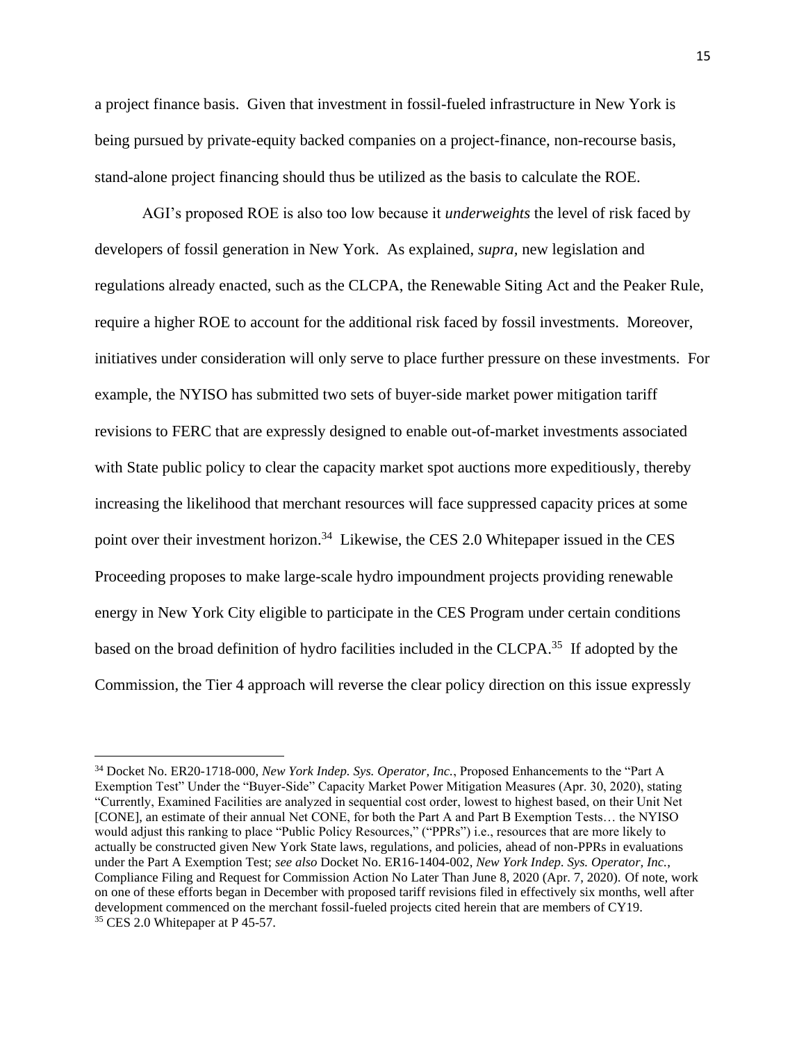a project finance basis. Given that investment in fossil-fueled infrastructure in New York is being pursued by private-equity backed companies on a project-finance, non-recourse basis, stand-alone project financing should thus be utilized as the basis to calculate the ROE.

AGI's proposed ROE is also too low because it *underweights* the level of risk faced by developers of fossil generation in New York. As explained, *supra*, new legislation and regulations already enacted, such as the CLCPA, the Renewable Siting Act and the Peaker Rule, require a higher ROE to account for the additional risk faced by fossil investments. Moreover, initiatives under consideration will only serve to place further pressure on these investments. For example, the NYISO has submitted two sets of buyer-side market power mitigation tariff revisions to FERC that are expressly designed to enable out-of-market investments associated with State public policy to clear the capacity market spot auctions more expeditiously, thereby increasing the likelihood that merchant resources will face suppressed capacity prices at some point over their investment horizon.[34] Likewise, the CES 2.0 Whitepaper issued in the CES Proceeding proposes to make large-scale hydro impoundment projects providing renewable energy in New York City eligible to participate in the CES Program under certain conditions based on the broad definition of hydro facilities included in the CLCPA.[35] If adopted by the Commission, the Tier 4 approach will reverse the clear policy direction on this issue expressly

---

[34] Docket No. ER20-1718-000, *New York Indep. Sys. Operator, Inc.*, Proposed Enhancements to the "Part A Exemption Test" Under the "Buyer-Side" Capacity Market Power Mitigation Measures (Apr. 30, 2020), stating "Currently, Examined Facilities are analyzed in sequential cost order, lowest to highest based, on their Unit Net [CONE], an estimate of their annual Net CONE, for both the Part A and Part B Exemption Tests… the NYISO would adjust this ranking to place "Public Policy Resources," ("PPRs") i.e., resources that are more likely to actually be constructed given New York State laws, regulations, and policies, ahead of non-PPRs in evaluations under the Part A Exemption Test; *see also* Docket No. ER16-1404-002, *New York Indep. Sys. Operator, Inc.*, Compliance Filing and Request for Commission Action No Later Than June 8, 2020 (Apr. 7, 2020). Of note, work on one of these efforts began in December with proposed tariff revisions filed in effectively six months, well after development commenced on the merchant fossil-fueled projects cited herein that are members of CY19.

[35] CES 2.0 Whitepaper at P 45-57.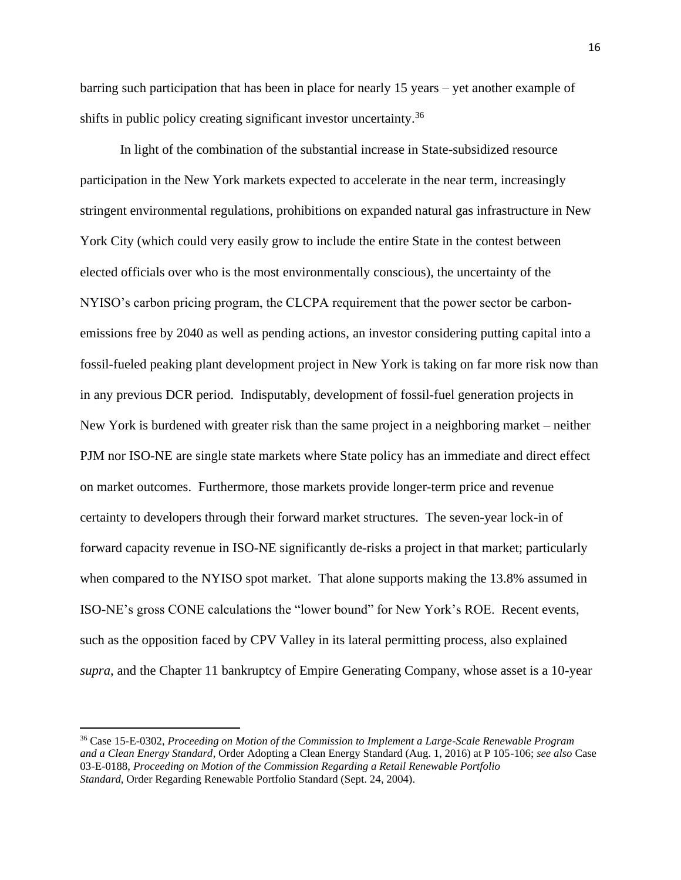barring such participation that has been in place for nearly 15 years – yet another example of shifts in public policy creating significant investor uncertainty.[36]

In light of the combination of the substantial increase in State-subsidized resource participation in the New York markets expected to accelerate in the near term, increasingly stringent environmental regulations, prohibitions on expanded natural gas infrastructure in New York City (which could very easily grow to include the entire State in the contest between elected officials over who is the most environmentally conscious), the uncertainty of the NYISO's carbon pricing program, the CLCPA requirement that the power sector be carbon-emissions free by 2040 as well as pending actions, an investor considering putting capital into a fossil-fueled peaking plant development project in New York is taking on far more risk now than in any previous DCR period. Indisputably, development of fossil-fuel generation projects in New York is burdened with greater risk than the same project in a neighboring market – neither PJM nor ISO-NE are single state markets where State policy has an immediate and direct effect on market outcomes. Furthermore, those markets provide longer-term price and revenue certainty to developers through their forward market structures. The seven-year lock-in of forward capacity revenue in ISO-NE significantly de-risks a project in that market; particularly when compared to the NYISO spot market. That alone supports making the 13.8% assumed in ISO-NE's gross CONE calculations the "lower bound" for New York's ROE. Recent events, such as the opposition faced by CPV Valley in its lateral permitting process, also explained *supra*, and the Chapter 11 bankruptcy of Empire Generating Company, whose asset is a 10-year

---

[36] Case 15-E-0302, *Proceeding on Motion of the Commission to Implement a Large-Scale Renewable Program and a Clean Energy Standard*, Order Adopting a Clean Energy Standard (Aug. 1, 2016) at P 105-106; *see also* Case 03-E-0188, *Proceeding on Motion of the Commission Regarding a Retail Renewable Portfolio Standard*, Order Regarding Renewable Portfolio Standard (Sept. 24, 2004).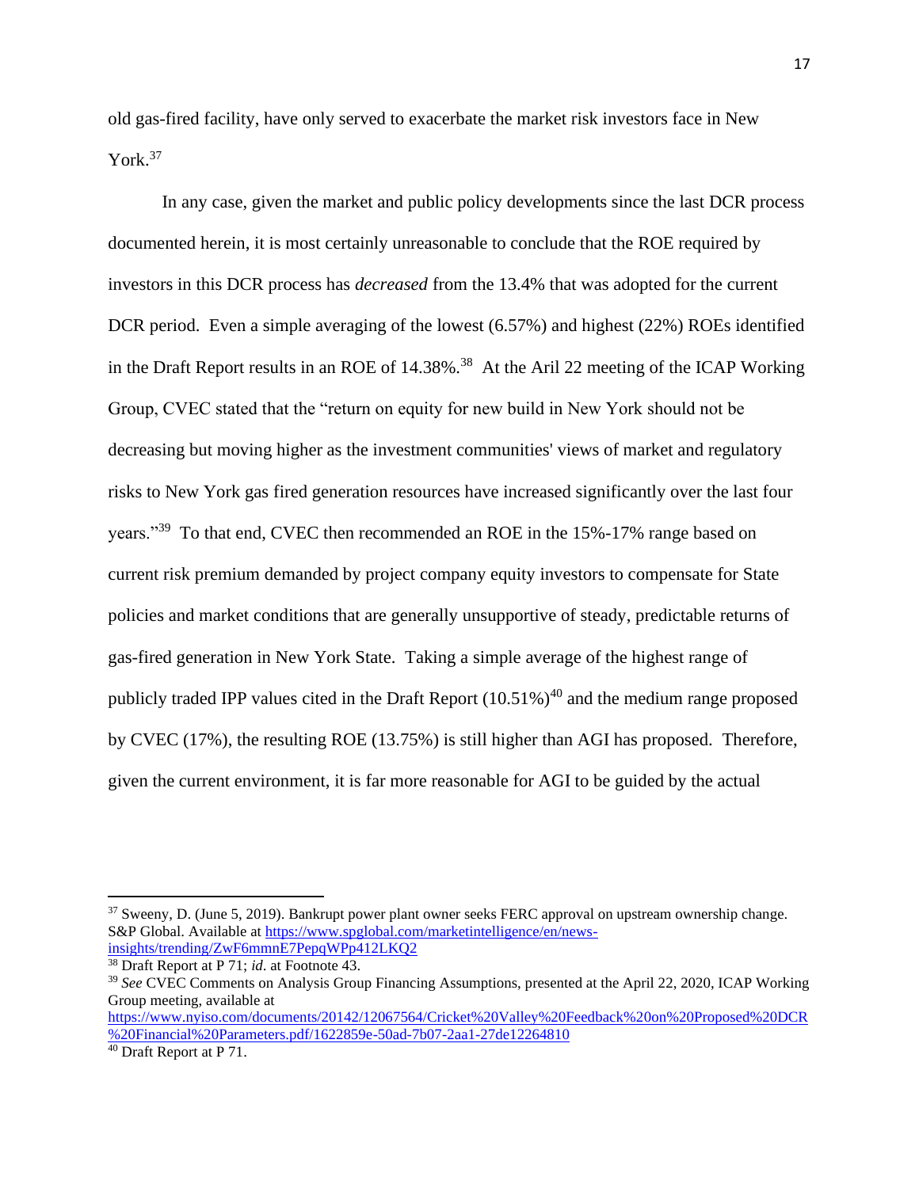old gas-fired facility, have only served to exacerbate the market risk investors face in New York.[37]

In any case, given the market and public policy developments since the last DCR process documented herein, it is most certainly unreasonable to conclude that the ROE required by investors in this DCR process has *decreased* from the 13.4% that was adopted for the current DCR period. Even a simple averaging of the lowest (6.57%) and highest (22%) ROEs identified in the Draft Report results in an ROE of 14.38%.[38] At the Aril 22 meeting of the ICAP Working Group, CVEC stated that the "return on equity for new build in New York should not be decreasing but moving higher as the investment communities' views of market and regulatory risks to New York gas fired generation resources have increased significantly over the last four years."[39] To that end, CVEC then recommended an ROE in the 15%-17% range based on current risk premium demanded by project company equity investors to compensate for State policies and market conditions that are generally unsupportive of steady, predictable returns of gas-fired generation in New York State. Taking a simple average of the highest range of publicly traded IPP values cited in the Draft Report (10.51%)[40] and the medium range proposed by CVEC (17%), the resulting ROE (13.75%) is still higher than AGI has proposed. Therefore, given the current environment, it is far more reasonable for AGI to be guided by the actual

---

[37] Sweeny, D. (June 5, 2019). Bankrupt power plant owner seeks FERC approval on upstream ownership change. S&P Global. Available at https://www.spglobal.com/marketintelligence/en/news-insights/trending/ZwF6mmnE7PepqWPp412LKQ2

[38] Draft Report at P 71; *id.* at Footnote 43.

[39] *See* CVEC Comments on Analysis Group Financing Assumptions, presented at the April 22, 2020, ICAP Working Group meeting, available at https://www.nyiso.com/documents/20142/12067564/Cricket%20Valley%20Feedback%20on%20Proposed%20DCR%20Financial%20Parameters.pdf/1622859e-50ad-7b07-2aa1-27de12264810

[40] Draft Report at P 71.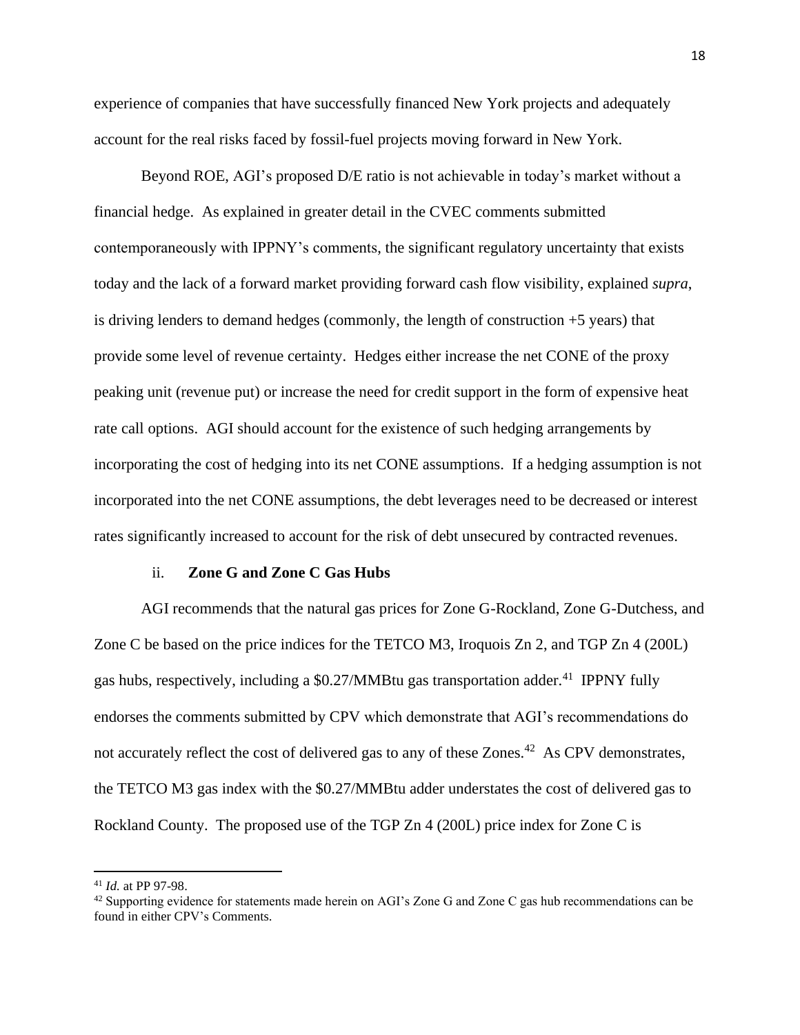experience of companies that have successfully financed New York projects and adequately account for the real risks faced by fossil-fuel projects moving forward in New York.

Beyond ROE, AGI's proposed D/E ratio is not achievable in today's market without a financial hedge. As explained in greater detail in the CVEC comments submitted contemporaneously with IPPNY's comments, the significant regulatory uncertainty that exists today and the lack of a forward market providing forward cash flow visibility, explained *supra*, is driving lenders to demand hedges (commonly, the length of construction +5 years) that provide some level of revenue certainty. Hedges either increase the net CONE of the proxy peaking unit (revenue put) or increase the need for credit support in the form of expensive heat rate call options. AGI should account for the existence of such hedging arrangements by incorporating the cost of hedging into its net CONE assumptions. If a hedging assumption is not incorporated into the net CONE assumptions, the debt leverages need to be decreased or interest rates significantly increased to account for the risk of debt unsecured by contracted revenues.

### ii. **Zone G and Zone C Gas Hubs**

AGI recommends that the natural gas prices for Zone G-Rockland, Zone G-Dutchess, and Zone C be based on the price indices for the TETCO M3, Iroquois Zn 2, and TGP Zn 4 (200L) gas hubs, respectively, including a $0.27/MMBtu gas transportation adder.[41] IPPNY fully endorses the comments submitted by CPV which demonstrate that AGI's recommendations do not accurately reflect the cost of delivered gas to any of these Zones.[42] As CPV demonstrates, the TETCO M3 gas index with the $0.27/MMBtu adder understates the cost of delivered gas to Rockland County. The proposed use of the TGP Zn 4 (200L) price index for Zone C is

[41] *Id.* at PP 97-98.

[42] Supporting evidence for statements made herein on AGI's Zone G and Zone C gas hub recommendations can be found in either CPV's Comments.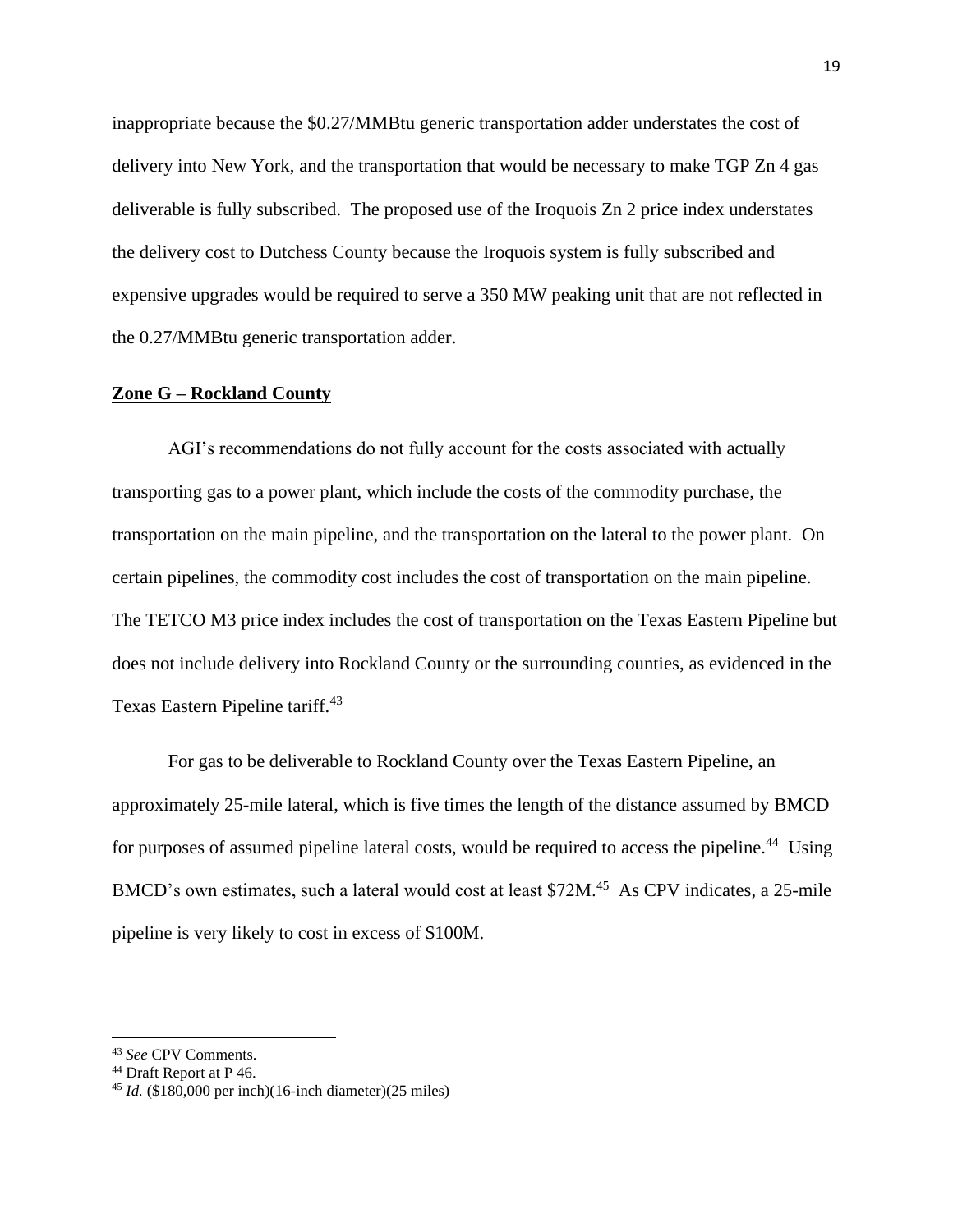inappropriate because the \$0.27/MMBtu generic transportation adder understates the cost of delivery into New York, and the transportation that would be necessary to make TGP Zn 4 gas deliverable is fully subscribed. The proposed use of the Iroquois Zn 2 price index understates the delivery cost to Dutchess County because the Iroquois system is fully subscribed and expensive upgrades would be required to serve a 350 MW peaking unit that are not reflected in the 0.27/MMBtu generic transportation adder.

**Zone G – Rockland County**

AGI's recommendations do not fully account for the costs associated with actually transporting gas to a power plant, which include the costs of the commodity purchase, the transportation on the main pipeline, and the transportation on the lateral to the power plant. On certain pipelines, the commodity cost includes the cost of transportation on the main pipeline. The TETCO M3 price index includes the cost of transportation on the Texas Eastern Pipeline but does not include delivery into Rockland County or the surrounding counties, as evidenced in the Texas Eastern Pipeline tariff.[43]

For gas to be deliverable to Rockland County over the Texas Eastern Pipeline, an approximately 25-mile lateral, which is five times the length of the distance assumed by BMCD for purposes of assumed pipeline lateral costs, would be required to access the pipeline.[44] Using BMCD's own estimates, such a lateral would cost at least \$72M.[45] As CPV indicates, a 25-mile pipeline is very likely to cost in excess of \$100M.

---

[43] *See* CPV Comments.

[44] Draft Report at P 46.

[45] *Id.* (\$180,000 per inch)(16-inch diameter)(25 miles)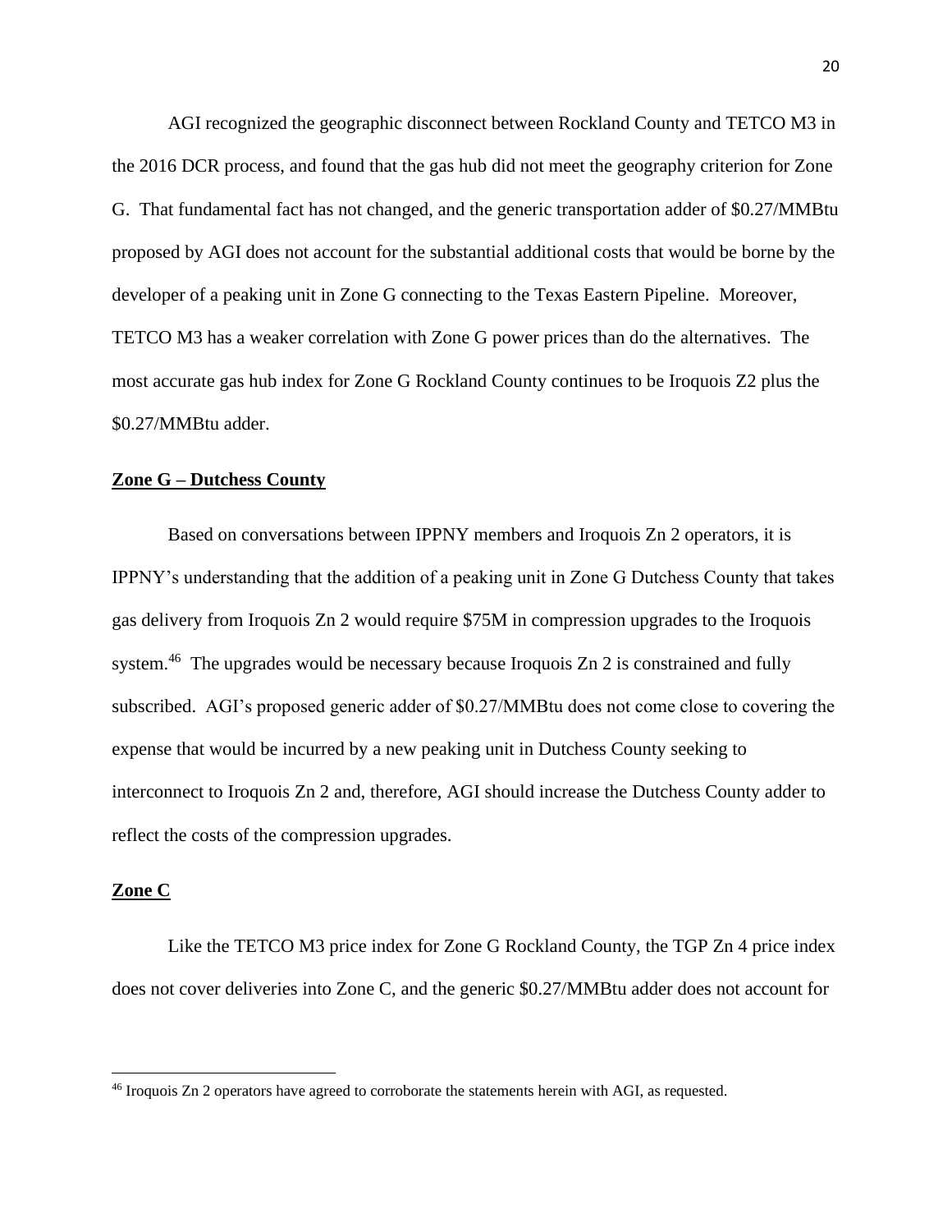AGI recognized the geographic disconnect between Rockland County and TETCO M3 in the 2016 DCR process, and found that the gas hub did not meet the geography criterion for Zone G. That fundamental fact has not changed, and the generic transportation adder of $0.27/MMBtu proposed by AGI does not account for the substantial additional costs that would be borne by the developer of a peaking unit in Zone G connecting to the Texas Eastern Pipeline. Moreover, TETCO M3 has a weaker correlation with Zone G power prices than do the alternatives. The most accurate gas hub index for Zone G Rockland County continues to be Iroquois Z2 plus the $0.27/MMBtu adder.

**Zone G – Dutchess County**

Based on conversations between IPPNY members and Iroquois Zn 2 operators, it is IPPNY's understanding that the addition of a peaking unit in Zone G Dutchess County that takes gas delivery from Iroquois Zn 2 would require $75M in compression upgrades to the Iroquois system.[46] The upgrades would be necessary because Iroquois Zn 2 is constrained and fully subscribed. AGI's proposed generic adder of $0.27/MMBtu does not come close to covering the expense that would be incurred by a new peaking unit in Dutchess County seeking to interconnect to Iroquois Zn 2 and, therefore, AGI should increase the Dutchess County adder to reflect the costs of the compression upgrades.

**Zone C**

Like the TETCO M3 price index for Zone G Rockland County, the TGP Zn 4 price index does not cover deliveries into Zone C, and the generic $0.27/MMBtu adder does not account for

---

[46] Iroquois Zn 2 operators have agreed to corroborate the statements herein with AGI, as requested.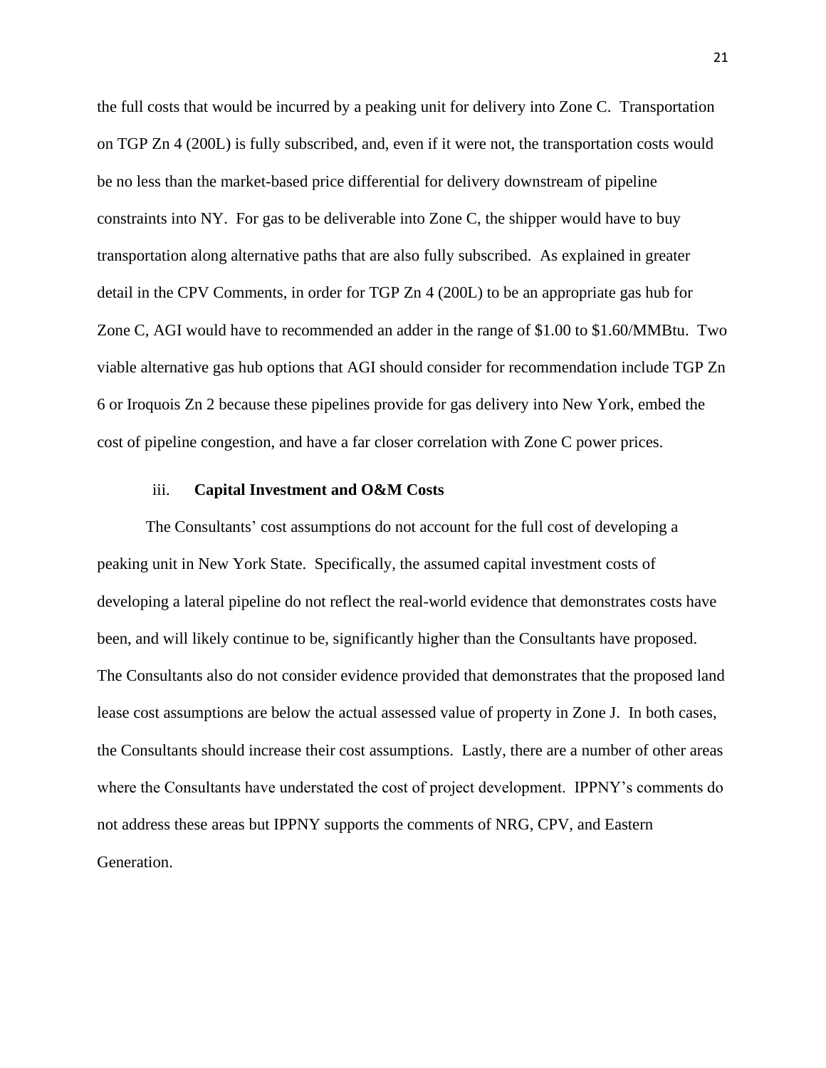the full costs that would be incurred by a peaking unit for delivery into Zone C. Transportation on TGP Zn 4 (200L) is fully subscribed, and, even if it were not, the transportation costs would be no less than the market-based price differential for delivery downstream of pipeline constraints into NY. For gas to be deliverable into Zone C, the shipper would have to buy transportation along alternative paths that are also fully subscribed. As explained in greater detail in the CPV Comments, in order for TGP Zn 4 (200L) to be an appropriate gas hub for Zone C, AGI would have to recommended an adder in the range of $1.00 to $1.60/MMBtu. Two viable alternative gas hub options that AGI should consider for recommendation include TGP Zn 6 or Iroquois Zn 2 because these pipelines provide for gas delivery into New York, embed the cost of pipeline congestion, and have a far closer correlation with Zone C power prices.

### iii. **Capital Investment and O&M Costs**

The Consultants' cost assumptions do not account for the full cost of developing a peaking unit in New York State. Specifically, the assumed capital investment costs of developing a lateral pipeline do not reflect the real-world evidence that demonstrates costs have been, and will likely continue to be, significantly higher than the Consultants have proposed. The Consultants also do not consider evidence provided that demonstrates that the proposed land lease cost assumptions are below the actual assessed value of property in Zone J. In both cases, the Consultants should increase their cost assumptions. Lastly, there are a number of other areas where the Consultants have understated the cost of project development. IPPNY's comments do not address these areas but IPPNY supports the comments of NRG, CPV, and Eastern Generation.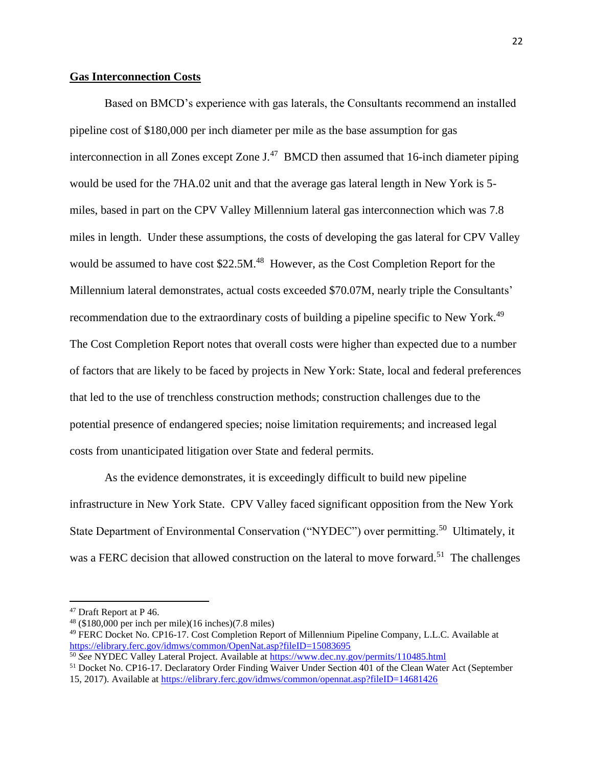**Gas Interconnection Costs**

Based on BMCD's experience with gas laterals, the Consultants recommend an installed pipeline cost of $180,000 per inch diameter per mile as the base assumption for gas interconnection in all Zones except Zone J.[47] BMCD then assumed that 16-inch diameter piping would be used for the 7HA.02 unit and that the average gas lateral length in New York is 5-miles, based in part on the CPV Valley Millennium lateral gas interconnection which was 7.8 miles in length. Under these assumptions, the costs of developing the gas lateral for CPV Valley would be assumed to have cost $22.5M.[48] However, as the Cost Completion Report for the Millennium lateral demonstrates, actual costs exceeded $70.07M, nearly triple the Consultants' recommendation due to the extraordinary costs of building a pipeline specific to New York.[49] The Cost Completion Report notes that overall costs were higher than expected due to a number of factors that are likely to be faced by projects in New York: State, local and federal preferences that led to the use of trenchless construction methods; construction challenges due to the potential presence of endangered species; noise limitation requirements; and increased legal costs from unanticipated litigation over State and federal permits.

As the evidence demonstrates, it is exceedingly difficult to build new pipeline infrastructure in New York State. CPV Valley faced significant opposition from the New York State Department of Environmental Conservation ("NYDEC") over permitting.[50] Ultimately, it was a FERC decision that allowed construction on the lateral to move forward.[51] The challenges

---

[47] Draft Report at P 46.

[48] ($180,000 per inch per mile)(16 inches)(7.8 miles)

[49] FERC Docket No. CP16-17. Cost Completion Report of Millennium Pipeline Company, L.L.C. Available at https://elibrary.ferc.gov/idmws/common/OpenNat.asp?fileID=15083695

[50] *See* NYDEC Valley Lateral Project. Available at https://www.dec.ny.gov/permits/110485.html

[51] Docket No. CP16-17. Declaratory Order Finding Waiver Under Section 401 of the Clean Water Act (September 15, 2017). Available at https://elibrary.ferc.gov/idmws/common/opennat.asp?fileID=14681426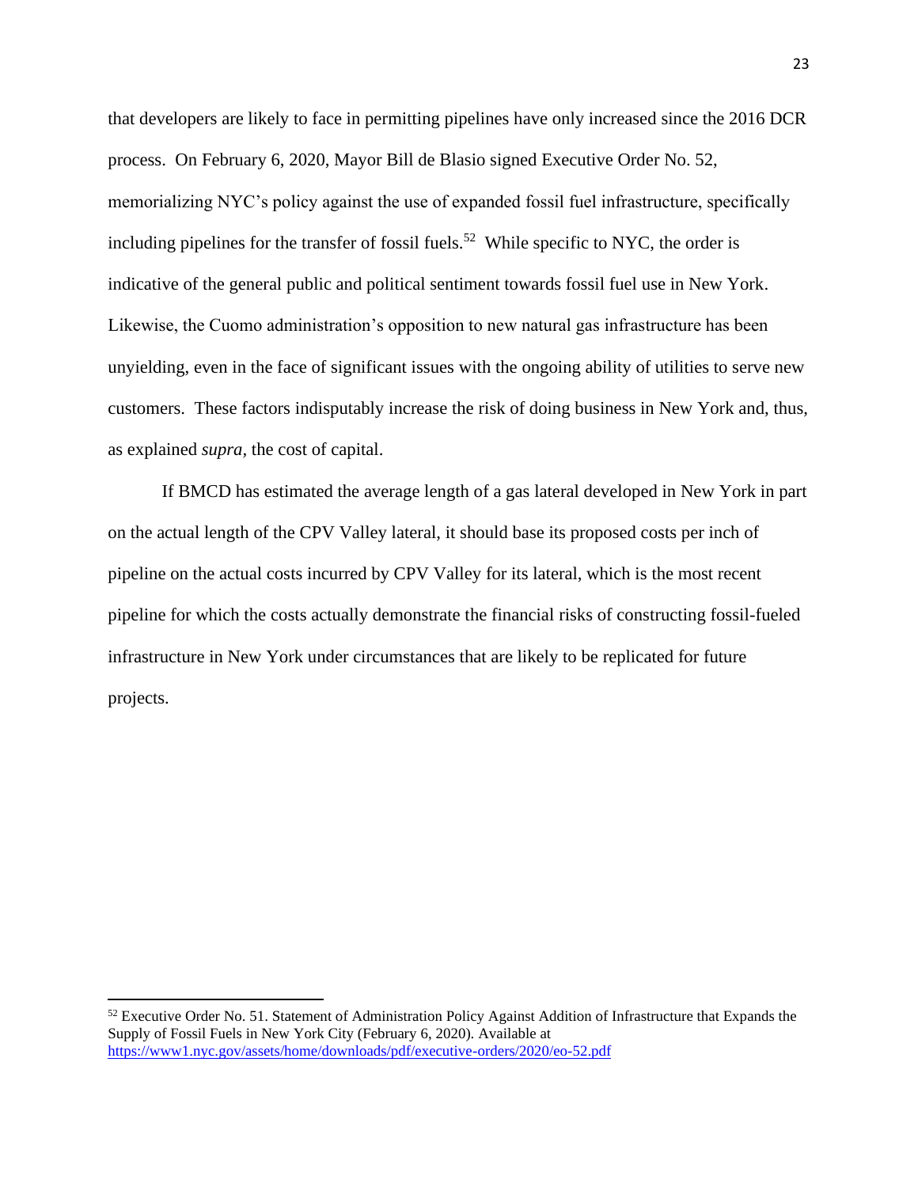that developers are likely to face in permitting pipelines have only increased since the 2016 DCR process. On February 6, 2020, Mayor Bill de Blasio signed Executive Order No. 52, memorializing NYC's policy against the use of expanded fossil fuel infrastructure, specifically including pipelines for the transfer of fossil fuels.[52] While specific to NYC, the order is indicative of the general public and political sentiment towards fossil fuel use in New York. Likewise, the Cuomo administration's opposition to new natural gas infrastructure has been unyielding, even in the face of significant issues with the ongoing ability of utilities to serve new customers. These factors indisputably increase the risk of doing business in New York and, thus, as explained *supra*, the cost of capital.

If BMCD has estimated the average length of a gas lateral developed in New York in part on the actual length of the CPV Valley lateral, it should base its proposed costs per inch of pipeline on the actual costs incurred by CPV Valley for its lateral, which is the most recent pipeline for which the costs actually demonstrate the financial risks of constructing fossil-fueled infrastructure in New York under circumstances that are likely to be replicated for future projects.

---

[52] Executive Order No. 51. Statement of Administration Policy Against Addition of Infrastructure that Expands the Supply of Fossil Fuels in New York City (February 6, 2020). Available at https://www1.nyc.gov/assets/home/downloads/pdf/executive-orders/2020/eo-52.pdf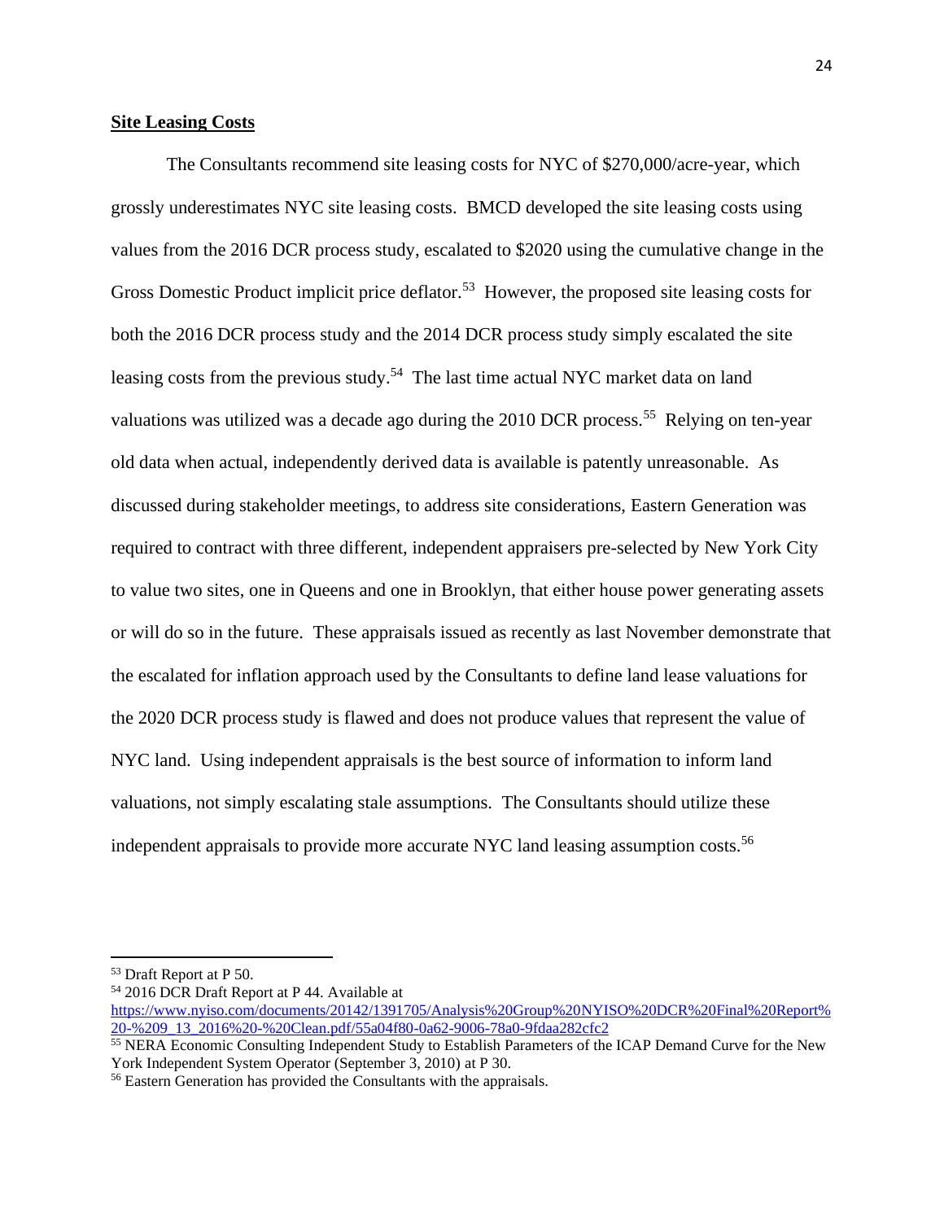**Site Leasing Costs**

The Consultants recommend site leasing costs for NYC of $270,000/acre-year, which grossly underestimates NYC site leasing costs. BMCD developed the site leasing costs using values from the 2016 DCR process study, escalated to $2020 using the cumulative change in the Gross Domestic Product implicit price deflator.[53] However, the proposed site leasing costs for both the 2016 DCR process study and the 2014 DCR process study simply escalated the site leasing costs from the previous study.[54] The last time actual NYC market data on land valuations was utilized was a decade ago during the 2010 DCR process.[55] Relying on ten-year old data when actual, independently derived data is available is patently unreasonable. As discussed during stakeholder meetings, to address site considerations, Eastern Generation was required to contract with three different, independent appraisers pre-selected by New York City to value two sites, one in Queens and one in Brooklyn, that either house power generating assets or will do so in the future. These appraisals issued as recently as last November demonstrate that the escalated for inflation approach used by the Consultants to define land lease valuations for the 2020 DCR process study is flawed and does not produce values that represent the value of NYC land. Using independent appraisals is the best source of information to inform land valuations, not simply escalating stale assumptions. The Consultants should utilize these independent appraisals to provide more accurate NYC land leasing assumption costs.[56]

---

[53] Draft Report at P 50.

[54] 2016 DCR Draft Report at P 44. Available at https://www.nyiso.com/documents/20142/1391705/Analysis%20Group%20NYISO%20DCR%20Final%20Report%20-%209_13_2016%20-%20Clean.pdf/55a04f80-0a62-9006-78a0-9fdaa282cfc2

[55] NERA Economic Consulting Independent Study to Establish Parameters of the ICAP Demand Curve for the New York Independent System Operator (September 3, 2010) at P 30.

[56] Eastern Generation has provided the Consultants with the appraisals.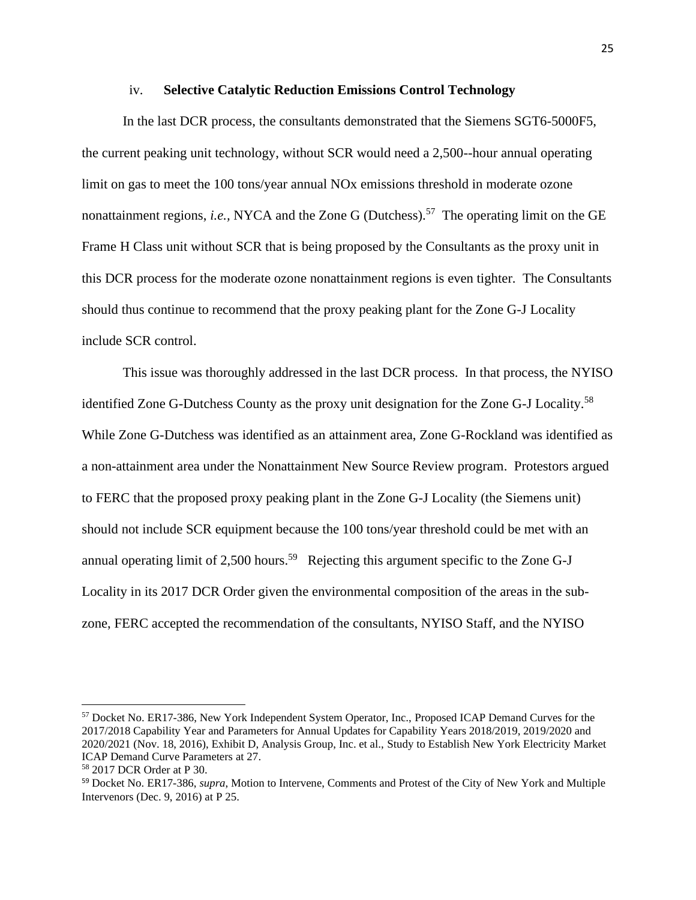iv. **Selective Catalytic Reduction Emissions Control Technology**

In the last DCR process, the consultants demonstrated that the Siemens SGT6-5000F5, the current peaking unit technology, without SCR would need a 2,500--hour annual operating limit on gas to meet the 100 tons/year annual NOx emissions threshold in moderate ozone nonattainment regions, *i.e.,* NYCA and the Zone G (Dutchess).[57] The operating limit on the GE Frame H Class unit without SCR that is being proposed by the Consultants as the proxy unit in this DCR process for the moderate ozone nonattainment regions is even tighter. The Consultants should thus continue to recommend that the proxy peaking plant for the Zone G-J Locality include SCR control.

This issue was thoroughly addressed in the last DCR process. In that process, the NYISO identified Zone G-Dutchess County as the proxy unit designation for the Zone G-J Locality.[58] While Zone G-Dutchess was identified as an attainment area, Zone G-Rockland was identified as a non-attainment area under the Nonattainment New Source Review program. Protestors argued to FERC that the proposed proxy peaking plant in the Zone G-J Locality (the Siemens unit) should not include SCR equipment because the 100 tons/year threshold could be met with an annual operating limit of 2,500 hours.[59] Rejecting this argument specific to the Zone G-J Locality in its 2017 DCR Order given the environmental composition of the areas in the sub-zone, FERC accepted the recommendation of the consultants, NYISO Staff, and the NYISO

---

[57] Docket No. ER17-386, New York Independent System Operator, Inc., Proposed ICAP Demand Curves for the 2017/2018 Capability Year and Parameters for Annual Updates for Capability Years 2018/2019, 2019/2020 and 2020/2021 (Nov. 18, 2016), Exhibit D, Analysis Group, Inc. et al., Study to Establish New York Electricity Market ICAP Demand Curve Parameters at 27.

[58] 2017 DCR Order at P 30.

[59] Docket No. ER17-386, *supra*, Motion to Intervene, Comments and Protest of the City of New York and Multiple Intervenors (Dec. 9, 2016) at P 25.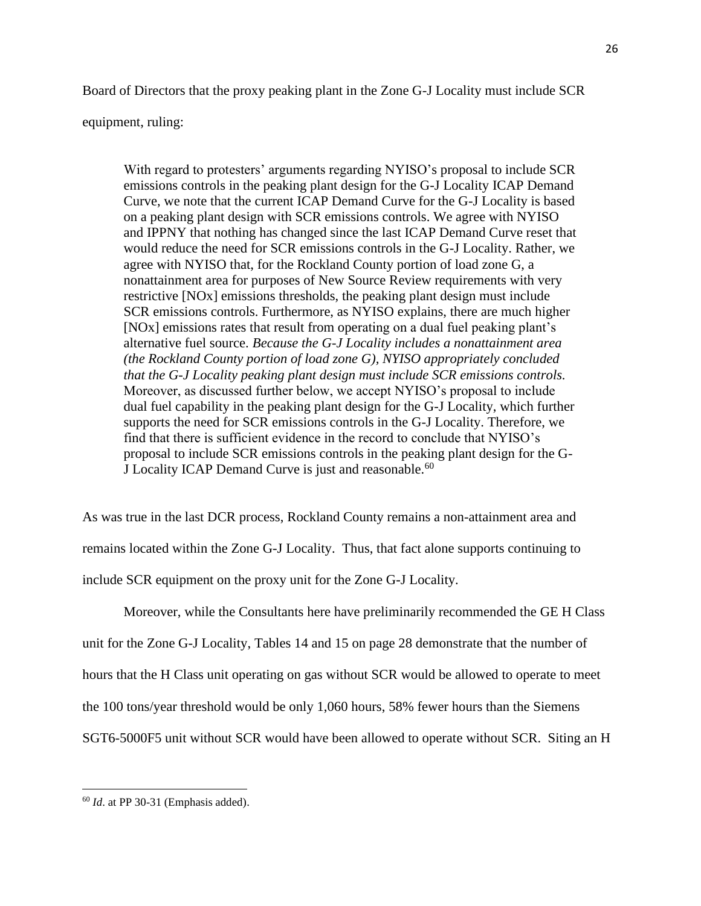Board of Directors that the proxy peaking plant in the Zone G-J Locality must include SCR equipment, ruling:

> With regard to protesters' arguments regarding NYISO's proposal to include SCR emissions controls in the peaking plant design for the G-J Locality ICAP Demand Curve, we note that the current ICAP Demand Curve for the G-J Locality is based on a peaking plant design with SCR emissions controls. We agree with NYISO and IPPNY that nothing has changed since the last ICAP Demand Curve reset that would reduce the need for SCR emissions controls in the G-J Locality. Rather, we agree with NYISO that, for the Rockland County portion of load zone G, a nonattainment area for purposes of New Source Review requirements with very restrictive [NOx] emissions thresholds, the peaking plant design must include SCR emissions controls. Furthermore, as NYISO explains, there are much higher [NOx] emissions rates that result from operating on a dual fuel peaking plant's alternative fuel source. *Because the G-J Locality includes a nonattainment area (the Rockland County portion of load zone G), NYISO appropriately concluded that the G-J Locality peaking plant design must include SCR emissions controls.* Moreover, as discussed further below, we accept NYISO's proposal to include dual fuel capability in the peaking plant design for the G-J Locality, which further supports the need for SCR emissions controls in the G-J Locality. Therefore, we find that there is sufficient evidence in the record to conclude that NYISO's proposal to include SCR emissions controls in the peaking plant design for the G-J Locality ICAP Demand Curve is just and reasonable.[60]

As was true in the last DCR process, Rockland County remains a non-attainment area and remains located within the Zone G-J Locality. Thus, that fact alone supports continuing to include SCR equipment on the proxy unit for the Zone G-J Locality.

Moreover, while the Consultants here have preliminarily recommended the GE H Class unit for the Zone G-J Locality, Tables 14 and 15 on page 28 demonstrate that the number of hours that the H Class unit operating on gas without SCR would be allowed to operate to meet the 100 tons/year threshold would be only 1,060 hours, 58% fewer hours than the Siemens SGT6-5000F5 unit without SCR would have been allowed to operate without SCR. Siting an H

---

[60] *Id*. at PP 30-31 (Emphasis added).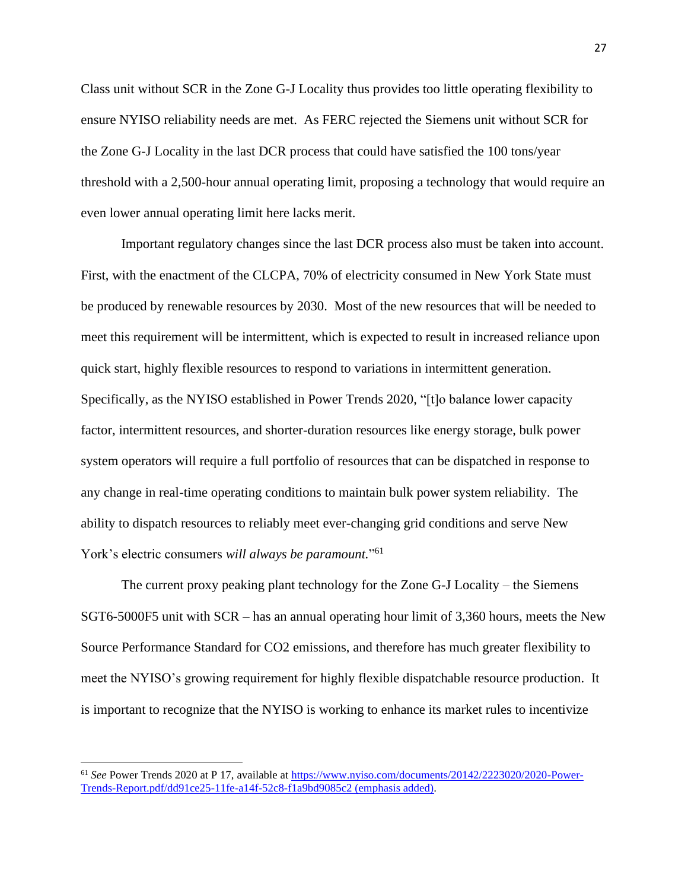Class unit without SCR in the Zone G-J Locality thus provides too little operating flexibility to ensure NYISO reliability needs are met. As FERC rejected the Siemens unit without SCR for the Zone G-J Locality in the last DCR process that could have satisfied the 100 tons/year threshold with a 2,500-hour annual operating limit, proposing a technology that would require an even lower annual operating limit here lacks merit.

Important regulatory changes since the last DCR process also must be taken into account. First, with the enactment of the CLCPA, 70% of electricity consumed in New York State must be produced by renewable resources by 2030. Most of the new resources that will be needed to meet this requirement will be intermittent, which is expected to result in increased reliance upon quick start, highly flexible resources to respond to variations in intermittent generation. Specifically, as the NYISO established in Power Trends 2020, "[t]o balance lower capacity factor, intermittent resources, and shorter-duration resources like energy storage, bulk power system operators will require a full portfolio of resources that can be dispatched in response to any change in real-time operating conditions to maintain bulk power system reliability. The ability to dispatch resources to reliably meet ever-changing grid conditions and serve New York's electric consumers *will always be paramount.*"[61]

The current proxy peaking plant technology for the Zone G-J Locality – the Siemens SGT6-5000F5 unit with SCR – has an annual operating hour limit of 3,360 hours, meets the New Source Performance Standard for CO2 emissions, and therefore has much greater flexibility to meet the NYISO's growing requirement for highly flexible dispatchable resource production. It is important to recognize that the NYISO is working to enhance its market rules to incentivize

---

[61] *See* Power Trends 2020 at P 17, available at https://www.nyiso.com/documents/20142/2223020/2020-Power-Trends-Report.pdf/dd91ce25-11fe-a14f-52c8-f1a9bd9085c2 (emphasis added).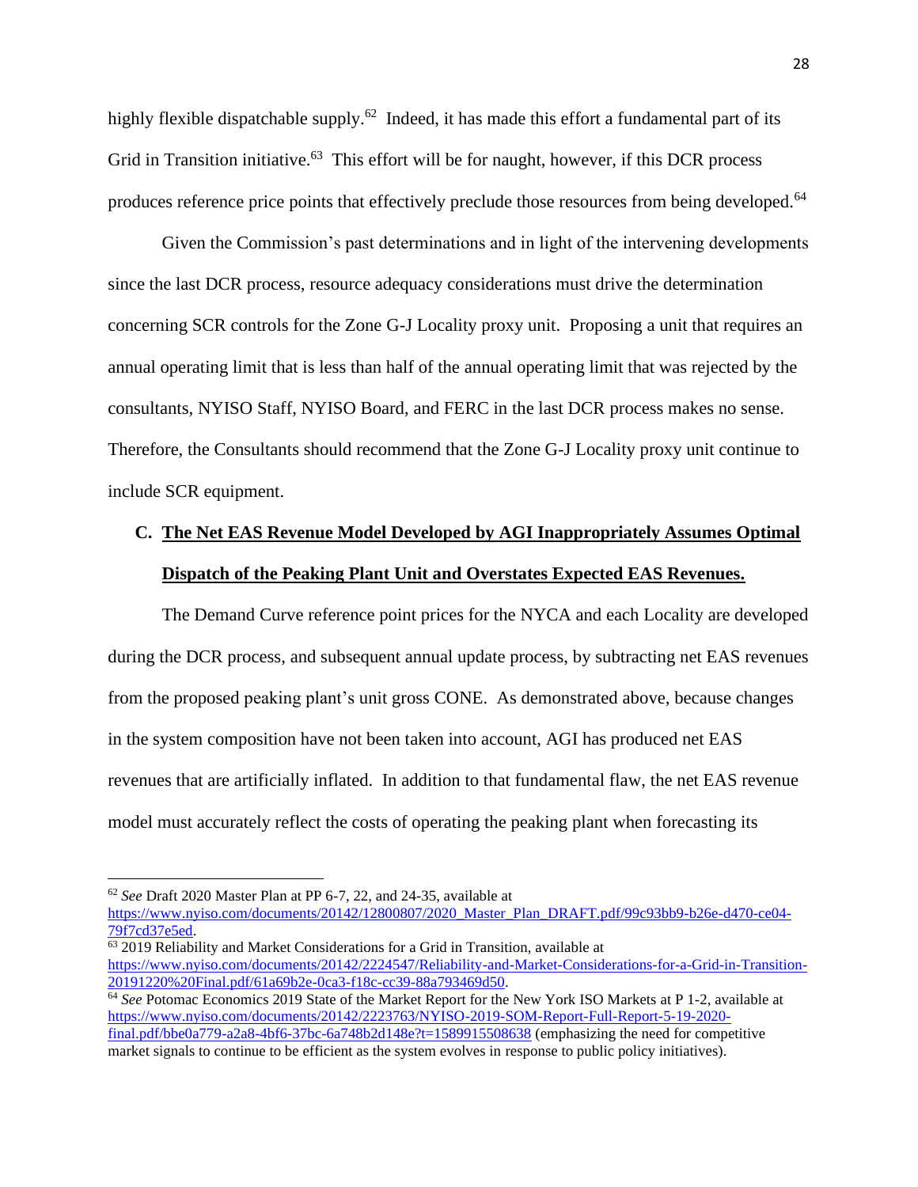highly flexible dispatchable supply.[62] Indeed, it has made this effort a fundamental part of its Grid in Transition initiative.[63] This effort will be for naught, however, if this DCR process produces reference price points that effectively preclude those resources from being developed.[64]

Given the Commission's past determinations and in light of the intervening developments since the last DCR process, resource adequacy considerations must drive the determination concerning SCR controls for the Zone G-J Locality proxy unit. Proposing a unit that requires an annual operating limit that is less than half of the annual operating limit that was rejected by the consultants, NYISO Staff, NYISO Board, and FERC in the last DCR process makes no sense. Therefore, the Consultants should recommend that the Zone G-J Locality proxy unit continue to include SCR equipment.

### C. <u>The Net EAS Revenue Model Developed by AGI Inappropriately Assumes Optimal Dispatch of the Peaking Plant Unit and Overstates Expected EAS Revenues.</u>

The Demand Curve reference point prices for the NYCA and each Locality are developed during the DCR process, and subsequent annual update process, by subtracting net EAS revenues from the proposed peaking plant's unit gross CONE. As demonstrated above, because changes in the system composition have not been taken into account, AGI has produced net EAS revenues that are artificially inflated. In addition to that fundamental flaw, the net EAS revenue model must accurately reflect the costs of operating the peaking plant when forecasting its

---

[62] *See* Draft 2020 Master Plan at PP 6-7, 22, and 24-35, available at https://www.nyiso.com/documents/20142/12800807/2020_Master_Plan_DRAFT.pdf/99c93bb9-b26e-d470-ce04-79f7cd37e5ed.

[63] 2019 Reliability and Market Considerations for a Grid in Transition, available at https://www.nyiso.com/documents/20142/2224547/Reliability-and-Market-Considerations-for-a-Grid-in-Transition-20191220%20Final.pdf/61a69b2e-0ca3-f18c-cc39-88a793469d50.

[64] *See* Potomac Economics 2019 State of the Market Report for the New York ISO Markets at P 1-2, available at https://www.nyiso.com/documents/20142/2223763/NYISO-2019-SOM-Report-Full-Report-5-19-2020-final.pdf/bbe0a779-a2a8-4bf6-37bc-6a748b2d148e?t=1589915508638 (emphasizing the need for competitive market signals to continue to be efficient as the system evolves in response to public policy initiatives).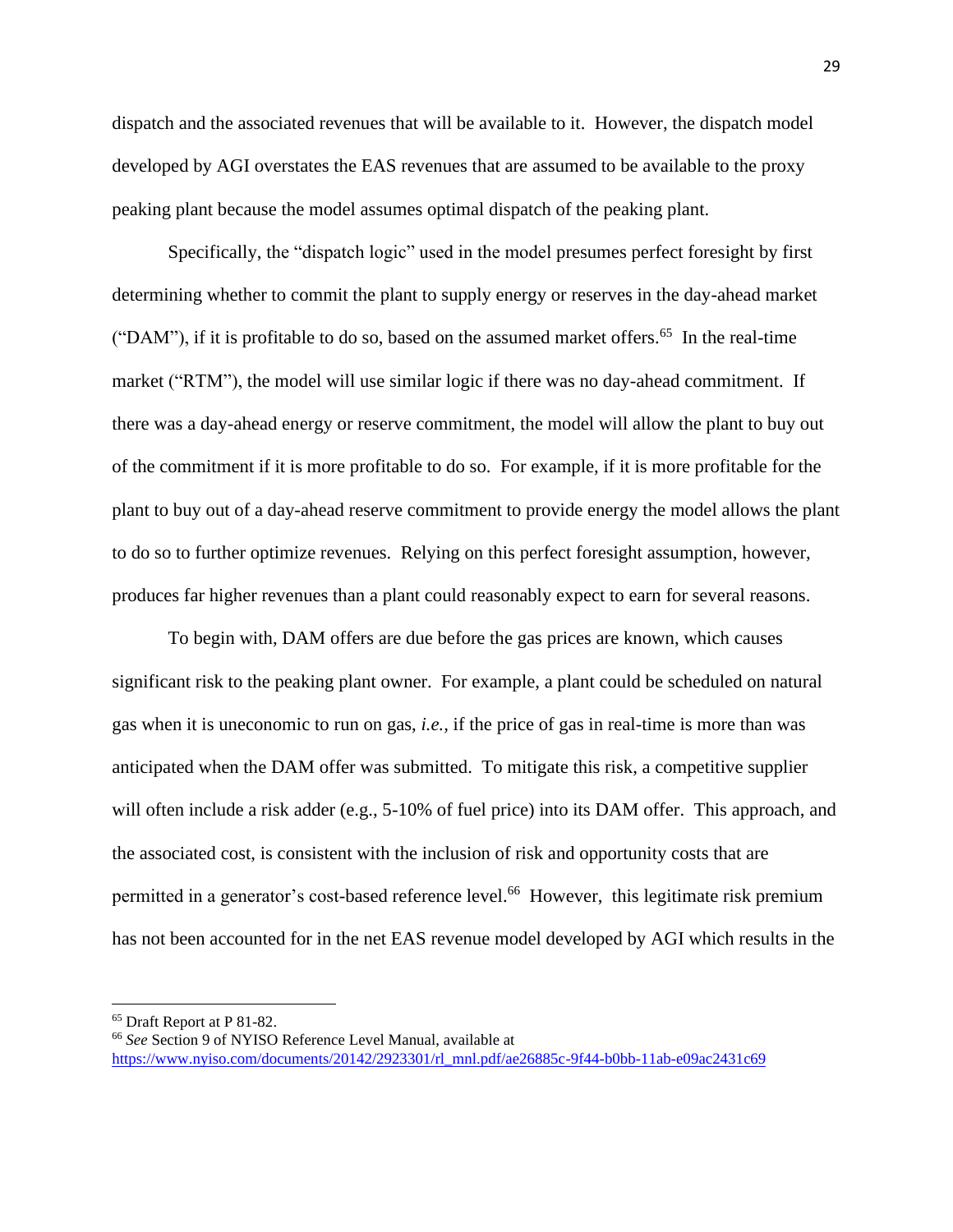dispatch and the associated revenues that will be available to it. However, the dispatch model developed by AGI overstates the EAS revenues that are assumed to be available to the proxy peaking plant because the model assumes optimal dispatch of the peaking plant.

Specifically, the "dispatch logic" used in the model presumes perfect foresight by first determining whether to commit the plant to supply energy or reserves in the day-ahead market ("DAM"), if it is profitable to do so, based on the assumed market offers.[65] In the real-time market ("RTM"), the model will use similar logic if there was no day-ahead commitment. If there was a day-ahead energy or reserve commitment, the model will allow the plant to buy out of the commitment if it is more profitable to do so. For example, if it is more profitable for the plant to buy out of a day-ahead reserve commitment to provide energy the model allows the plant to do so to further optimize revenues. Relying on this perfect foresight assumption, however, produces far higher revenues than a plant could reasonably expect to earn for several reasons.

To begin with, DAM offers are due before the gas prices are known, which causes significant risk to the peaking plant owner. For example, a plant could be scheduled on natural gas when it is uneconomic to run on gas, *i.e.,* if the price of gas in real-time is more than was anticipated when the DAM offer was submitted. To mitigate this risk, a competitive supplier will often include a risk adder (e.g., 5-10% of fuel price) into its DAM offer. This approach, and the associated cost, is consistent with the inclusion of risk and opportunity costs that are permitted in a generator's cost-based reference level.[66] However, this legitimate risk premium has not been accounted for in the net EAS revenue model developed by AGI which results in the

---

[65] Draft Report at P 81-82.

[66] *See* Section 9 of NYISO Reference Level Manual, available at https://www.nyiso.com/documents/20142/2923301/rl_mnl.pdf/ae26885c-9f44-b0bb-11ab-e09ac2431c69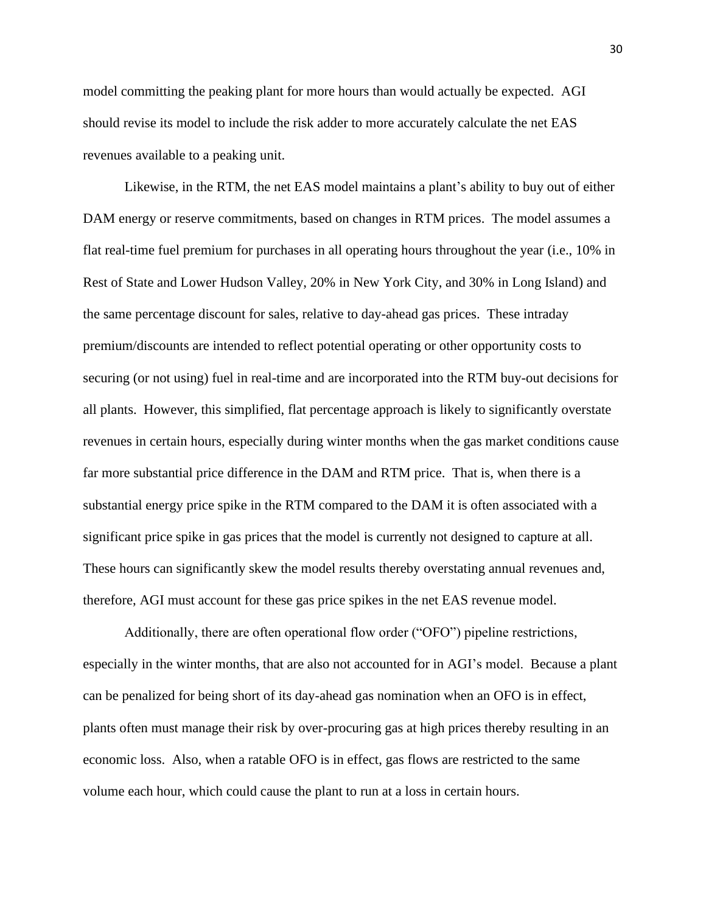model committing the peaking plant for more hours than would actually be expected. AGI should revise its model to include the risk adder to more accurately calculate the net EAS revenues available to a peaking unit.

Likewise, in the RTM, the net EAS model maintains a plant's ability to buy out of either DAM energy or reserve commitments, based on changes in RTM prices. The model assumes a flat real-time fuel premium for purchases in all operating hours throughout the year (i.e., 10% in Rest of State and Lower Hudson Valley, 20% in New York City, and 30% in Long Island) and the same percentage discount for sales, relative to day-ahead gas prices. These intraday premium/discounts are intended to reflect potential operating or other opportunity costs to securing (or not using) fuel in real-time and are incorporated into the RTM buy-out decisions for all plants. However, this simplified, flat percentage approach is likely to significantly overstate revenues in certain hours, especially during winter months when the gas market conditions cause far more substantial price difference in the DAM and RTM price. That is, when there is a substantial energy price spike in the RTM compared to the DAM it is often associated with a significant price spike in gas prices that the model is currently not designed to capture at all. These hours can significantly skew the model results thereby overstating annual revenues and, therefore, AGI must account for these gas price spikes in the net EAS revenue model.

Additionally, there are often operational flow order ("OFO") pipeline restrictions, especially in the winter months, that are also not accounted for in AGI's model. Because a plant can be penalized for being short of its day-ahead gas nomination when an OFO is in effect, plants often must manage their risk by over-procuring gas at high prices thereby resulting in an economic loss. Also, when a ratable OFO is in effect, gas flows are restricted to the same volume each hour, which could cause the plant to run at a loss in certain hours.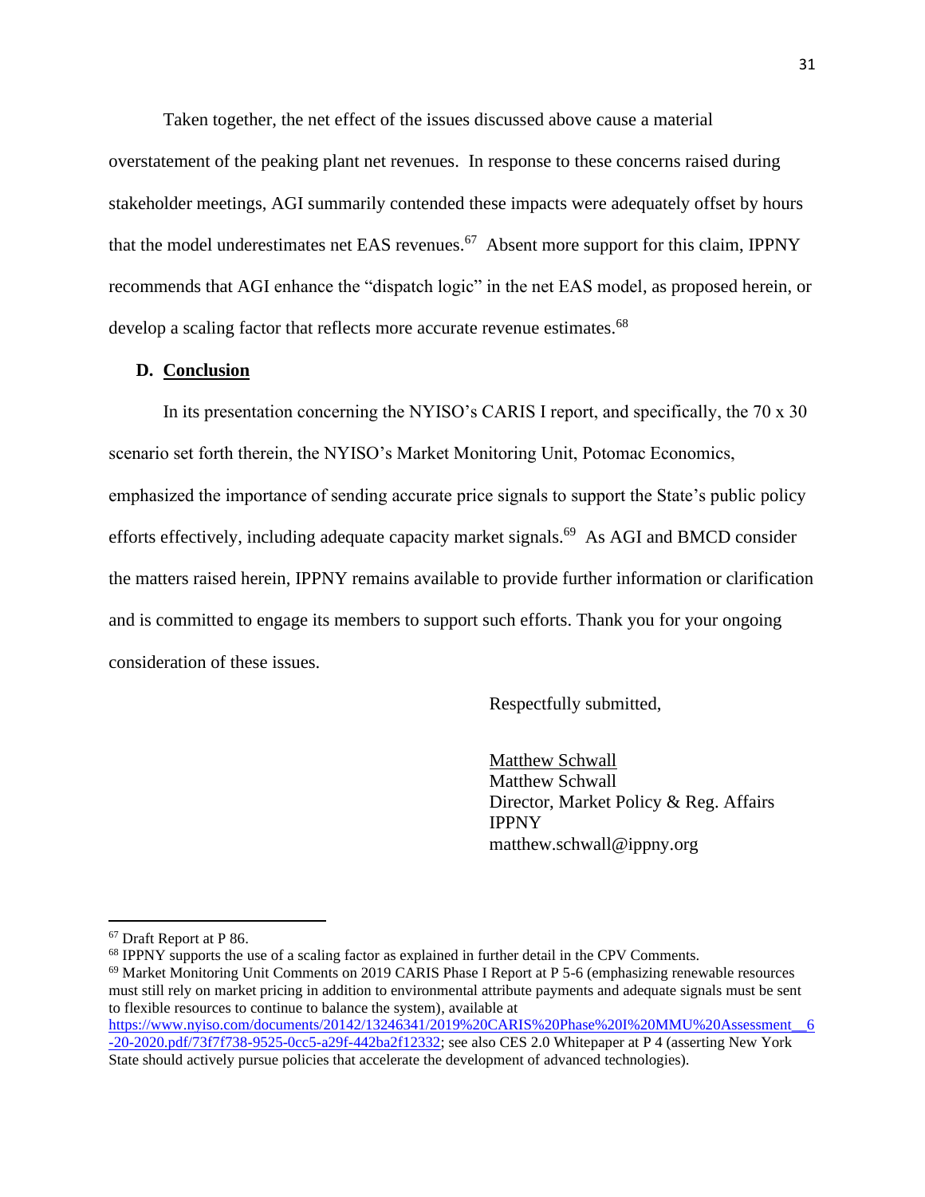Taken together, the net effect of the issues discussed above cause a material overstatement of the peaking plant net revenues. In response to these concerns raised during stakeholder meetings, AGI summarily contended these impacts were adequately offset by hours that the model underestimates net EAS revenues.[67] Absent more support for this claim, IPPNY recommends that AGI enhance the "dispatch logic" in the net EAS model, as proposed herein, or develop a scaling factor that reflects more accurate revenue estimates.[68]

### D. Conclusion

In its presentation concerning the NYISO's CARIS I report, and specifically, the 70 x 30 scenario set forth therein, the NYISO's Market Monitoring Unit, Potomac Economics, emphasized the importance of sending accurate price signals to support the State's public policy efforts effectively, including adequate capacity market signals.[69] As AGI and BMCD consider the matters raised herein, IPPNY remains available to provide further information or clarification and is committed to engage its members to support such efforts. Thank you for your ongoing consideration of these issues.

Respectfully submitted,

Matthew Schwall
Matthew Schwall
Director, Market Policy & Reg. Affairs
IPPNY
matthew.schwall@ippny.org

---

[67] Draft Report at P 86.

[68] IPPNY supports the use of a scaling factor as explained in further detail in the CPV Comments.

[69] Market Monitoring Unit Comments on 2019 CARIS Phase I Report at P 5-6 (emphasizing renewable resources must still rely on market pricing in addition to environmental attribute payments and adequate signals must be sent to flexible resources to continue to balance the system), available at https://www.nyiso.com/documents/20142/13246341/2019%20CARIS%20Phase%20I%20MMU%20Assessment__6-20-2020.pdf/73f7f738-9525-0cc5-a29f-442ba2f12332; see also CES 2.0 Whitepaper at P 4 (asserting New York State should actively pursue policies that accelerate the development of advanced technologies).